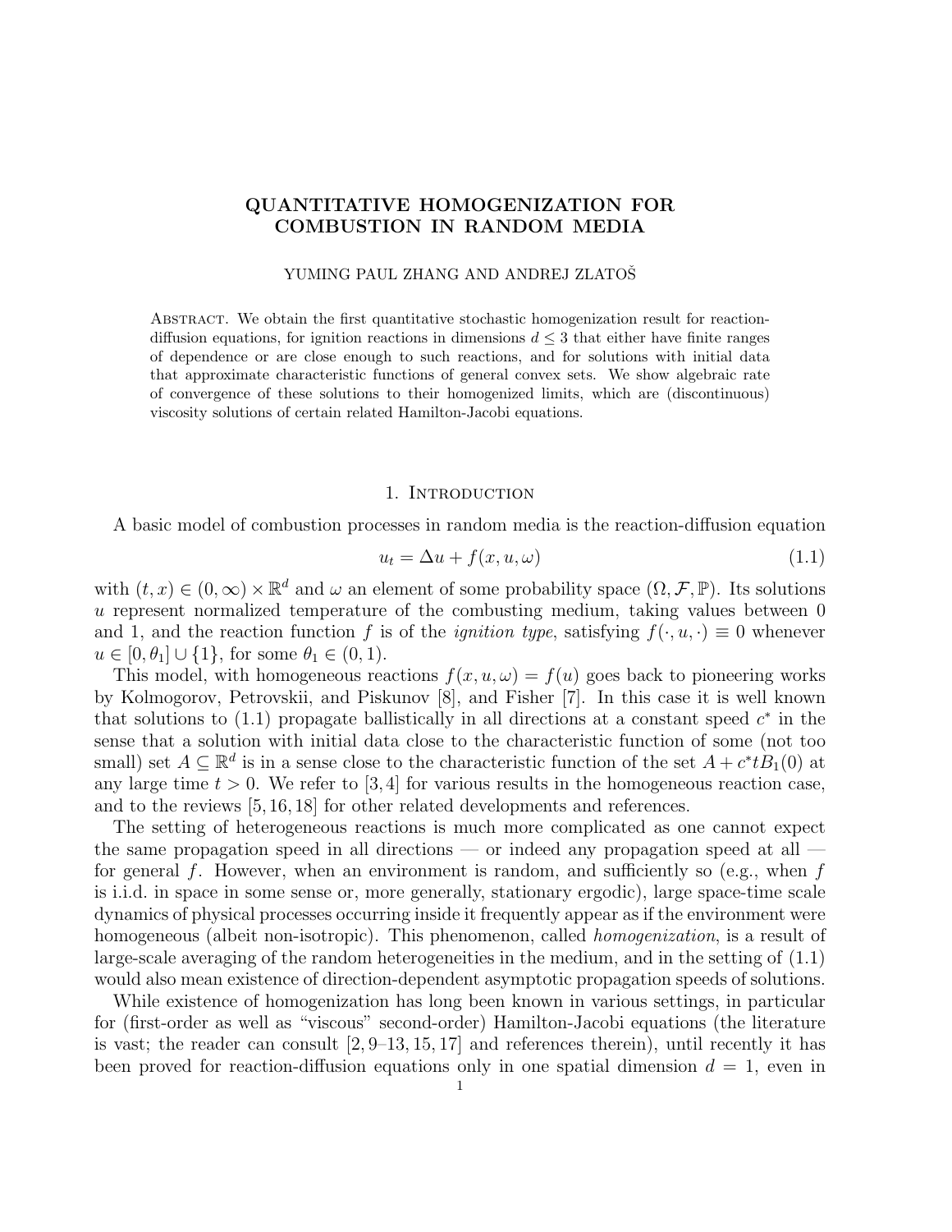# QUANTITATIVE HOMOGENIZATION FOR COMBUSTION IN RANDOM MEDIA

YUMING PAUL ZHANG AND ANDREJ ZLATOŠ

Abstract. We obtain the first quantitative stochastic homogenization result for reaction-diffusion equations, for ignition reactions in dimensions $d \leq 3$ that either have finite ranges of dependence or are close enough to such reactions, and for solutions with initial data that approximate characteristic functions of general convex sets. We show algebraic rate of convergence of these solutions to their homogenized limits, which are (discontinuous) viscosity solutions of certain related Hamilton-Jacobi equations.

## 1. Introduction

A basic model of combustion processes in random media is the reaction-diffusion equation

$$u_t = \Delta u + f(x, u, \omega) \tag{1.1}$$

with $(t, x) \in (0, \infty) \times \mathbb{R}^d$ and $\omega$ an element of some probability space $(\Omega, \mathcal{F}, \mathbb{P})$. Its solutions $u$ represent normalized temperature of the combusting medium, taking values between 0 and 1, and the reaction function $f$ is of the *ignition type*, satisfying $f(\cdot, u, \cdot) \equiv 0$ whenever $u \in [0, \theta_1] \cup \{1\}$, for some $\theta_1 \in (0, 1)$.

This model, with homogeneous reactions $f(x, u, \omega) = f(u)$ goes back to pioneering works by Kolmogorov, Petrovskii, and Piskunov [8], and Fisher [7]. In this case it is well known that solutions to (1.1) propagate ballistically in all directions at a constant speed $c^*$ in the sense that a solution with initial data close to the characteristic function of some (not too small) set $A \subseteq \mathbb{R}^d$ is in a sense close to the characteristic function of the set $A + c^* t B_1(0)$ at any large time $t > 0$. We refer to [3,4] for various results in the homogeneous reaction case, and to the reviews [5,16,18] for other related developments and references.

The setting of heterogeneous reactions is much more complicated as one cannot expect the same propagation speed in all directions — or indeed any propagation speed at all — for general $f$. However, when an environment is random, and sufficiently so (e.g., when $f$ is i.i.d. in space in some sense or, more generally, stationary ergodic), large space-time scale dynamics of physical processes occurring inside it frequently appear as if the environment were homogeneous (albeit non-isotropic). This phenomenon, called *homogenization*, is a result of large-scale averaging of the random heterogeneities in the medium, and in the setting of (1.1) would also mean existence of direction-dependent asymptotic propagation speeds of solutions.

While existence of homogenization has long been known in various settings, in particular for (first-order as well as "viscous" second-order) Hamilton-Jacobi equations (the literature is vast; the reader can consult [2,9–13,15,17] and references therein), until recently it has been proved for reaction-diffusion equations only in one spatial dimension $d = 1$, even in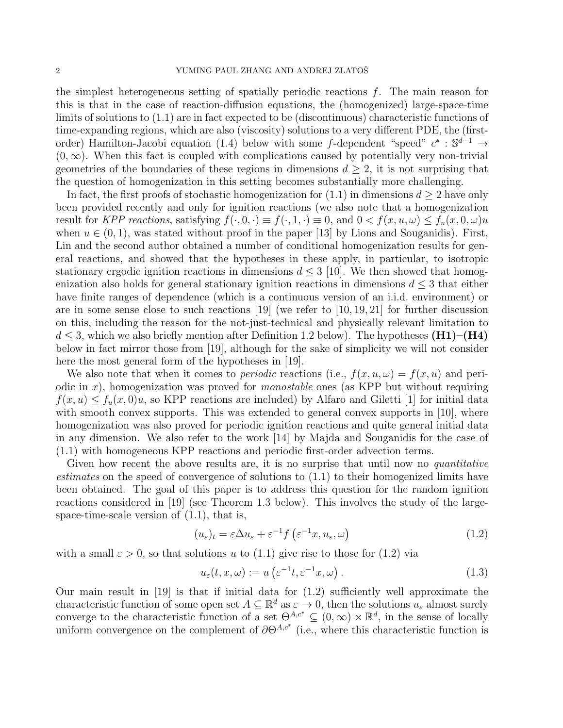the simplest heterogeneous setting of spatially periodic reactions $f$. The main reason for this is that in the case of reaction-diffusion equations, the (homogenized) large-space-time limits of solutions to (1.1) are in fact expected to be (discontinuous) characteristic functions of time-expanding regions, which are also (viscosity) solutions to a very different PDE, the (first-order) Hamilton-Jacobi equation (1.4) below with some $f$-dependent "speed" $c^* : \mathbb{S}^{d-1} \to (0, \infty)$. When this fact is coupled with complications caused by potentially very non-trivial geometries of the boundaries of these regions in dimensions $d \geq 2$, it is not surprising that the question of homogenization in this setting becomes substantially more challenging.

In fact, the first proofs of stochastic homogenization for (1.1) in dimensions $d \geq 2$ have only been provided recently and only for ignition reactions (we also note that a homogenization result for *KPP reactions*, satisfying $f(\cdot, 0, \cdot) \equiv f(\cdot, 1, \cdot) \equiv 0$, and $0 < f(x, u, \omega) \leq f_u(x, 0, \omega)u$ when $u \in (0, 1)$, was stated without proof in the paper [13] by Lions and Souganidis). First, Lin and the second author obtained a number of conditional homogenization results for general reactions, and showed that the hypotheses in these apply, in particular, to isotropic stationary ergodic ignition reactions in dimensions $d \leq 3$ [10]. We then showed that homogenization also holds for general stationary ignition reactions in dimensions $d \leq 3$ that either have finite ranges of dependence (which is a continuous version of an i.i.d. environment) or are in some sense close to such reactions [19] (we refer to [10, 19, 21] for further discussion on this, including the reason for the not-just-technical and physically relevant limitation to $d \leq 3$, which we also briefly mention after Definition 1.2 below). The hypotheses **(H1)**–**(H4)** below in fact mirror those from [19], although for the sake of simplicity we will not consider here the most general form of the hypotheses in [19].

We also note that when it comes to *periodic* reactions (i.e., $f(x, u, \omega) = f(x, u)$ and periodic in $x$), homogenization was proved for *monostable* ones (as KPP but without requiring $f(x, u) \leq f_u(x, 0)u$, so KPP reactions are included) by Alfaro and Giletti [1] for initial data with smooth convex supports. This was extended to general convex supports in [10], where homogenization was also proved for periodic ignition reactions and quite general initial data in any dimension. We also refer to the work [14] by Majda and Souganidis for the case of (1.1) with homogeneous KPP reactions and periodic first-order advection terms.

Given how recent the above results are, it is no surprise that until now no *quantitative estimates* on the speed of convergence of solutions to (1.1) to their homogenized limits have been obtained. The goal of this paper is to address this question for the random ignition reactions considered in [19] (see Theorem 1.3 below). This involves the study of the large-space-time-scale version of (1.1), that is,

$$(u_\varepsilon)_t = \varepsilon \Delta u_\varepsilon + \varepsilon^{-1} f\left(\varepsilon^{-1}x, u_\varepsilon, \omega\right) \tag{1.2}$$

with a small $\varepsilon > 0$, so that solutions $u$ to (1.1) give rise to those for (1.2) via

$$u_\varepsilon(t, x, \omega) := u\left(\varepsilon^{-1}t, \varepsilon^{-1}x, \omega\right). \tag{1.3}$$

Our main result in [19] is that if initial data for (1.2) sufficiently well approximate the characteristic function of some open set $A \subseteq \mathbb{R}^d$ as $\varepsilon \to 0$, then the solutions $u_\varepsilon$ almost surely converge to the characteristic function of a set $\Theta^{A,c^*} \subseteq (0, \infty) \times \mathbb{R}^d$, in the sense of locally uniform convergence on the complement of $\partial\Theta^{A,c^*}$ (i.e., where this characteristic function is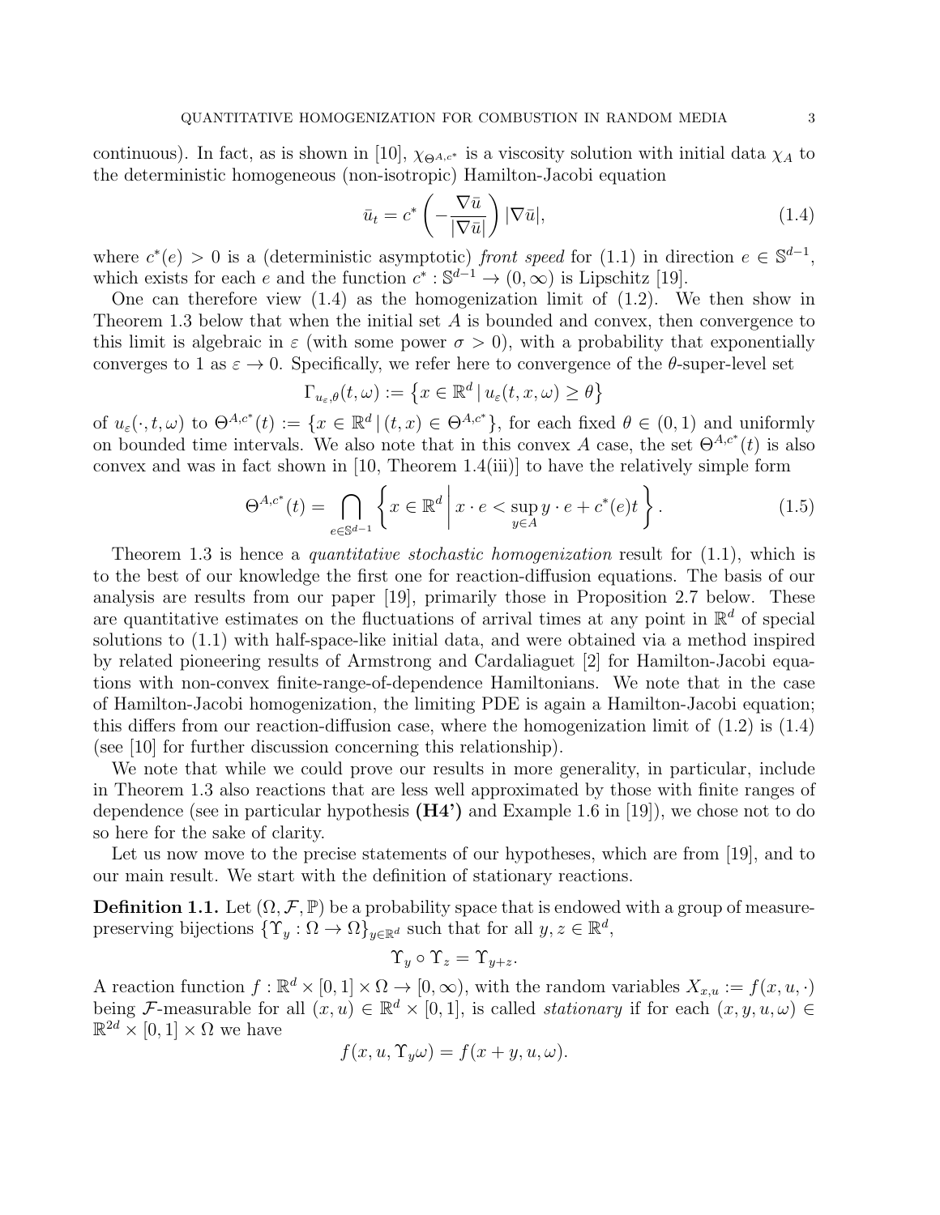continuous). In fact, as is shown in [10], $\chi_{\Theta^{A,c^*}}$ is a viscosity solution with initial data $\chi_A$ to the deterministic homogeneous (non-isotropic) Hamilton-Jacobi equation

$$\bar{u}_t = c^*\left(-\frac{\nabla \bar{u}}{|\nabla \bar{u}|}\right)|\nabla \bar{u}|, \tag{1.4}$$

where $c^*(e) > 0$ is a (deterministic asymptotic) *front speed* for (1.1) in direction $e \in \mathbb{S}^{d-1}$, which exists for each $e$ and the function $c^* : \mathbb{S}^{d-1} \to (0, \infty)$ is Lipschitz [19].

One can therefore view (1.4) as the homogenization limit of (1.2). We then show in Theorem 1.3 below that when the initial set $A$ is bounded and convex, then convergence to this limit is algebraic in $\varepsilon$ (with some power $\sigma > 0$), with a probability that exponentially converges to 1 as $\varepsilon \to 0$. Specifically, we refer here to convergence of the $\theta$-super-level set

$$\Gamma_{u_\varepsilon,\theta}(t,\omega) := \left\{x \in \mathbb{R}^d \,|\, u_\varepsilon(t,x,\omega) \geq \theta\right\}$$

of $u_\varepsilon(\cdot,t,\omega)$ to $\Theta^{A,c^*}(t) := \{x \in \mathbb{R}^d \,|\, (t,x) \in \Theta^{A,c^*}\}$, for each fixed $\theta \in (0,1)$ and uniformly on bounded time intervals. We also note that in this convex $A$ case, the set $\Theta^{A,c^*}(t)$ is also convex and was in fact shown in [10, Theorem 1.4(iii)] to have the relatively simple form

$$\Theta^{A,c^*}(t) = \bigcap_{e \in \mathbb{S}^{d-1}} \left\{ x \in \mathbb{R}^d \,\middle|\, x \cdot e < \sup_{y \in A} y \cdot e + c^*(e)t \right\}. \tag{1.5}$$

Theorem 1.3 is hence a *quantitative stochastic homogenization* result for (1.1), which is to the best of our knowledge the first one for reaction-diffusion equations. The basis of our analysis are results from our paper [19], primarily those in Proposition 2.7 below. These are quantitative estimates on the fluctuations of arrival times at any point in $\mathbb{R}^d$ of special solutions to (1.1) with half-space-like initial data, and were obtained via a method inspired by related pioneering results of Armstrong and Cardaliaguet [2] for Hamilton-Jacobi equations with non-convex finite-range-of-dependence Hamiltonians. We note that in the case of Hamilton-Jacobi homogenization, the limiting PDE is again a Hamilton-Jacobi equation; this differs from our reaction-diffusion case, where the homogenization limit of (1.2) is (1.4) (see [10] for further discussion concerning this relationship).

We note that while we could prove our results in more generality, in particular, include in Theorem 1.3 also reactions that are less well approximated by those with finite ranges of dependence (see in particular hypothesis **(H4')** and Example 1.6 in [19]), we chose not to do so here for the sake of clarity.

Let us now move to the precise statements of our hypotheses, which are from [19], and to our main result. We start with the definition of stationary reactions.

**Definition 1.1.** Let $(\Omega, \mathcal{F}, \mathbb{P})$ be a probability space that is endowed with a group of measure-preserving bijections $\{\Upsilon_y : \Omega \to \Omega\}_{y \in \mathbb{R}^d}$ such that for all $y, z \in \mathbb{R}^d$,

$$\Upsilon_y \circ \Upsilon_z = \Upsilon_{y+z}.$$

A reaction function $f : \mathbb{R}^d \times [0,1] \times \Omega \to [0,\infty)$, with the random variables $X_{x,u} := f(x,u,\cdot)$ being $\mathcal{F}$-measurable for all $(x,u) \in \mathbb{R}^d \times [0,1]$, is called *stationary* if for each $(x,y,u,\omega) \in \mathbb{R}^{2d} \times [0,1] \times \Omega$ we have

$$f(x,u,\Upsilon_y\omega) = f(x+y,u,\omega).$$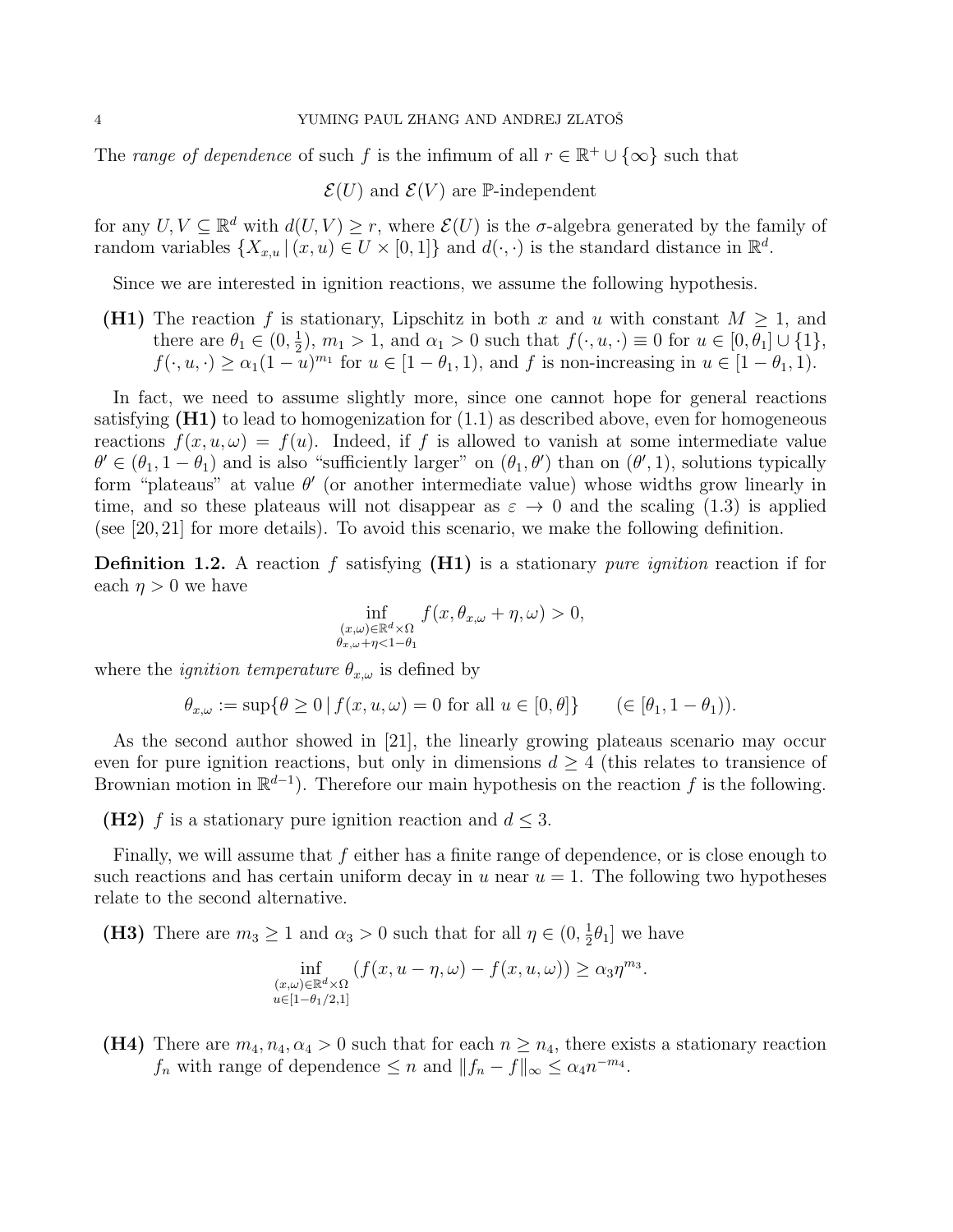The *range of dependence* of such $f$ is the infimum of all $r \in \mathbb{R}^+ \cup \{\infty\}$ such that

$$\mathcal{E}(U) \text{ and } \mathcal{E}(V) \text{ are } \mathbb{P}\text{-independent}$$

for any $U, V \subseteq \mathbb{R}^d$ with $d(U, V) \geq r$, where $\mathcal{E}(U)$ is the $\sigma$-algebra generated by the family of random variables $\{X_{x,u} \,|\, (x, u) \in U \times [0, 1]\}$ and $d(\cdot, \cdot)$ is the standard distance in $\mathbb{R}^d$.

Since we are interested in ignition reactions, we assume the following hypothesis.

**(H1)** The reaction $f$ is stationary, Lipschitz in both $x$ and $u$ with constant $M \geq 1$, and there are $\theta_1 \in (0, \frac{1}{2})$, $m_1 > 1$, and $\alpha_1 > 0$ such that $f(\cdot, u, \cdot) \equiv 0$ for $u \in [0, \theta_1] \cup \{1\}$, $f(\cdot, u, \cdot) \geq \alpha_1 (1 - u)^{m_1}$ for $u \in [1 - \theta_1, 1)$, and $f$ is non-increasing in $u \in [1 - \theta_1, 1)$.

In fact, we need to assume slightly more, since one cannot hope for general reactions satisfying **(H1)** to lead to homogenization for (1.1) as described above, even for homogeneous reactions $f(x, u, \omega) = f(u)$. Indeed, if $f$ is allowed to vanish at some intermediate value $\theta' \in (\theta_1, 1 - \theta_1)$ and is also "sufficiently larger" on $(\theta_1, \theta')$ than on $(\theta', 1)$, solutions typically form "plateaus" at value $\theta'$ (or another intermediate value) whose widths grow linearly in time, and so these plateaus will not disappear as $\varepsilon \to 0$ and the scaling (1.3) is applied (see [20, 21] for more details). To avoid this scenario, we make the following definition.

**Definition 1.2.** A reaction $f$ satisfying **(H1)** is a stationary *pure ignition* reaction if for each $\eta > 0$ we have

$$\inf_{\substack{(x,\omega) \in \mathbb{R}^d \times \Omega \\ \theta_{x,\omega} + \eta < 1 - \theta_1}} f(x, \theta_{x,\omega} + \eta, \omega) > 0,$$

where the *ignition temperature* $\theta_{x,\omega}$ is defined by

$$\theta_{x,\omega} := \sup\{\theta \geq 0 \,|\, f(x, u, \omega) = 0 \text{ for all } u \in [0, \theta]\} \qquad (\in [\theta_1, 1 - \theta_1)).$$

As the second author showed in [21], the linearly growing plateaus scenario may occur even for pure ignition reactions, but only in dimensions $d \geq 4$ (this relates to transience of Brownian motion in $\mathbb{R}^{d-1}$). Therefore our main hypothesis on the reaction $f$ is the following.

**(H2)** $f$ is a stationary pure ignition reaction and $d \leq 3$.

Finally, we will assume that $f$ either has a finite range of dependence, or is close enough to such reactions and has certain uniform decay in $u$ near $u = 1$. The following two hypotheses relate to the second alternative.

**(H3)** There are $m_3 \geq 1$ and $\alpha_3 > 0$ such that for all $\eta \in (0, \frac{1}{2}\theta_1]$ we have

$$\inf_{\substack{(x,\omega) \in \mathbb{R}^d \times \Omega \\ u \in [1 - \theta_1/2, 1]}} (f(x, u - \eta, \omega) - f(x, u, \omega)) \geq \alpha_3 \eta^{m_3}.$$

**(H4)** There are $m_4, n_4, \alpha_4 > 0$ such that for each $n \geq n_4$, there exists a stationary reaction $f_n$ with range of dependence $\leq n$ and $\|f_n - f\|_\infty \leq \alpha_4 n^{-m_4}$.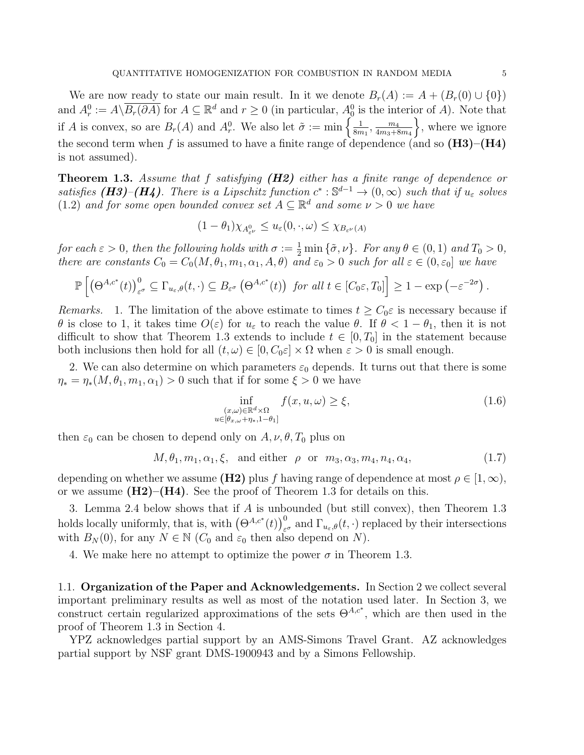We are now ready to state our main result. In it we denote $B_r(A) := A + (B_r(0) \cup \{0\})$ and $A_r^0 := A \backslash \overline{B_r(\partial A)}$ for $A \subseteq \mathbb{R}^d$ and $r \geq 0$ (in particular, $A_0^0$ is the interior of $A$). Note that if $A$ is convex, so are $B_r(A)$ and $A_r^0$. We also let $\tilde{\sigma} := \min\left\{\frac{1}{8m_1}, \frac{m_4}{4m_3+8m_4}\right\}$, where we ignore the second term when $f$ is assumed to have a finite range of dependence (and so **(H3)**–**(H4)** is not assumed).

**Theorem 1.3.** *Assume that $f$ satisfying **(H2)** either has a finite range of dependence or satisfies **(H3)**–**(H4)**. There is a Lipschitz function $c^* : \mathbb{S}^{d-1} \to (0, \infty)$ such that if $u_\varepsilon$ solves (1.2) and for some open bounded convex set $A \subseteq \mathbb{R}^d$ and some $\nu > 0$ we have*

$$(1 - \theta_1)\chi_{A^0_{\varepsilon^\nu}} \leq u_\varepsilon(0, \cdot, \omega) \leq \chi_{B_{\varepsilon^\nu}(A)}$$

*for each $\varepsilon > 0$, then the following holds with $\sigma := \frac{1}{2}\min\{\tilde{\sigma}, \nu\}$. For any $\theta \in (0, 1)$ and $T_0 > 0$, there are constants $C_0 = C_0(M, \theta_1, m_1, \alpha_1, A, \theta)$ and $\varepsilon_0 > 0$ such for all $\varepsilon \in (0, \varepsilon_0]$ we have*

$$\mathbb{P}\left[\left(\Theta^{A,c^*}(t)\right)^0_{\varepsilon^\sigma} \subseteq \Gamma_{u_\varepsilon,\theta}(t, \cdot) \subseteq B_{\varepsilon^\sigma}\left(\Theta^{A,c^*}(t)\right) \text{ for all } t \in [C_0\varepsilon, T_0]\right] \geq 1 - \exp\left(-\varepsilon^{-2\sigma}\right).$$

*Remarks.* 1. The limitation of the above estimate to times $t \geq C_0\varepsilon$ is necessary because if $\theta$ is close to 1, it takes time $O(\varepsilon)$ for $u_\varepsilon$ to reach the value $\theta$. If $\theta < 1 - \theta_1$, then it is not difficult to show that Theorem 1.3 extends to include $t \in [0, T_0]$ in the statement because both inclusions then hold for all $(t, \omega) \in [0, C_0\varepsilon] \times \Omega$ when $\varepsilon > 0$ is small enough.

2. We can also determine on which parameters $\varepsilon_0$ depends. It turns out that there is some $\eta_* = \eta_*(M, \theta_1, m_1, \alpha_1) > 0$ such that if for some $\xi > 0$ we have

$$\inf_{\substack{(x,\omega)\in\mathbb{R}^d\times\Omega \\ u\in[\theta_{x,\omega}+\eta_*, 1-\theta_1]}} f(x, u, \omega) \geq \xi, \tag{1.6}$$

then $\varepsilon_0$ can be chosen to depend only on $A, \nu, \theta, T_0$ plus on

$$M, \theta_1, m_1, \alpha_1, \xi, \quad \text{and either} \quad \rho \quad \text{or} \quad m_3, \alpha_3, m_4, n_4, \alpha_4, \tag{1.7}$$

depending on whether we assume **(H2)** plus $f$ having range of dependence at most $\rho \in [1, \infty)$, or we assume **(H2)**–**(H4)**. See the proof of Theorem 1.3 for details on this.

3. Lemma 2.4 below shows that if $A$ is unbounded (but still convex), then Theorem 1.3 holds locally uniformly, that is, with $\left(\Theta^{A,c^*}(t)\right)^0_{\varepsilon^\sigma}$ and $\Gamma_{u_\varepsilon,\theta}(t, \cdot)$ replaced by their intersections with $B_N(0)$, for any $N \in \mathbb{N}$ ($C_0$ and $\varepsilon_0$ then also depend on $N$).

4. We make here no attempt to optimize the power $\sigma$ in Theorem 1.3.

### 1.1. Organization of the Paper and Acknowledgements.

In Section 2 we collect several important preliminary results as well as most of the notation used later. In Section 3, we construct certain regularized approximations of the sets $\Theta^{A,c^*}$, which are then used in the proof of Theorem 1.3 in Section 4.

YPZ acknowledges partial support by an AMS-Simons Travel Grant. AZ acknowledges partial support by NSF grant DMS-1900943 and by a Simons Fellowship.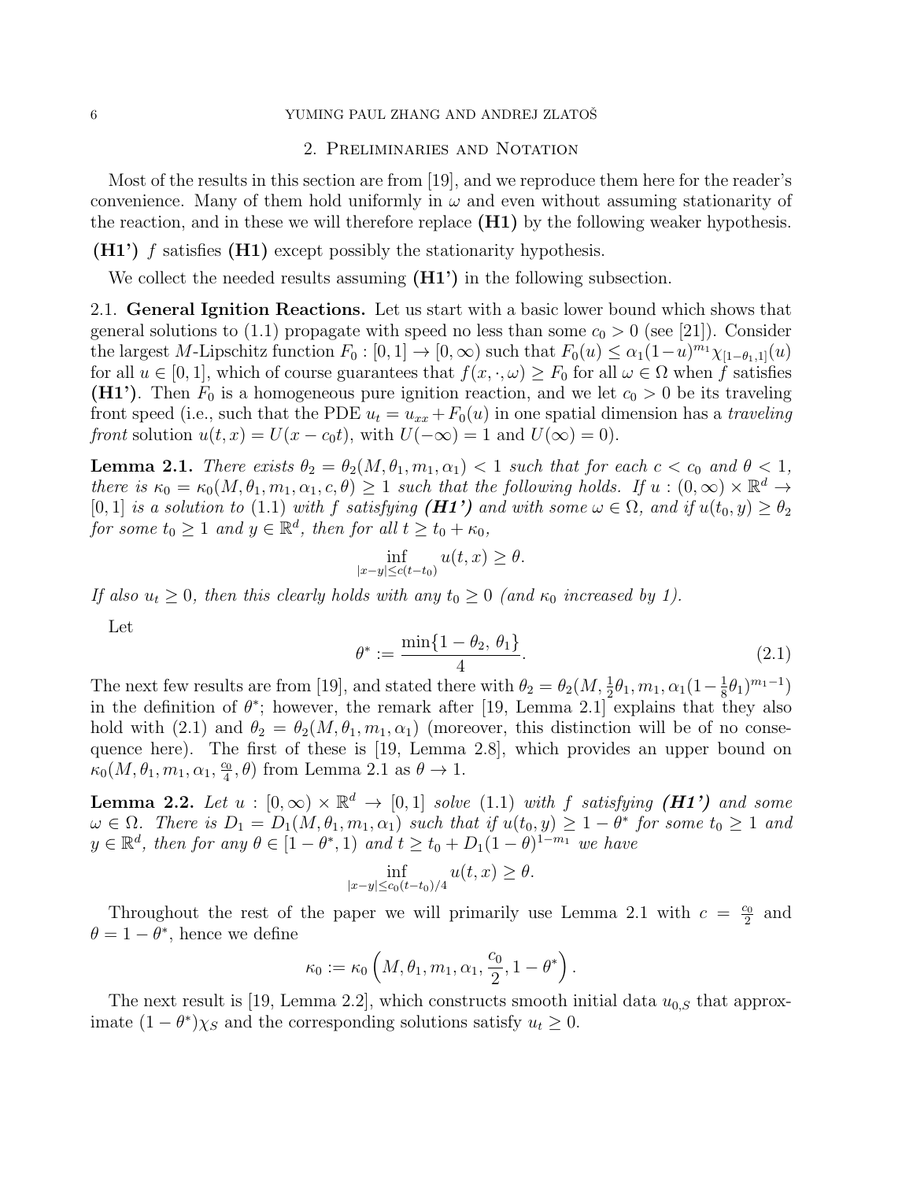## 2. Preliminaries and Notation

Most of the results in this section are from [19], and we reproduce them here for the reader's convenience. Many of them hold uniformly in $\omega$ and even without assuming stationarity of the reaction, and in these we will therefore replace **(H1)** by the following weaker hypothesis.

**(H1')** $f$ satisfies **(H1)** except possibly the stationarity hypothesis.

We collect the needed results assuming **(H1')** in the following subsection.

### 2.1. General Ignition Reactions.

Let us start with a basic lower bound which shows that general solutions to (1.1) propagate with speed no less than some $c_0 > 0$ (see [21]). Consider the largest $M$-Lipschitz function $F_0 : [0,1] \to [0,\infty)$ such that $F_0(u) \le \alpha_1(1-u)^{m_1}\chi_{[1-\theta_1,1]}(u)$ for all $u \in [0,1]$, which of course guarantees that $f(x,\cdot,\omega) \ge F_0$ for all $\omega \in \Omega$ when $f$ satisfies **(H1')**. Then $F_0$ is a homogeneous pure ignition reaction, and we let $c_0 > 0$ be its traveling front speed (i.e., such that the PDE $u_t = u_{xx} + F_0(u)$ in one spatial dimension has a *traveling front* solution $u(t,x) = U(x - c_0 t)$, with $U(-\infty) = 1$ and $U(\infty) = 0$).

**Lemma 2.1.** *There exists $\theta_2 = \theta_2(M, \theta_1, m_1, \alpha_1) < 1$ such that for each $c < c_0$ and $\theta < 1$, there is $\kappa_0 = \kappa_0(M, \theta_1, m_1, \alpha_1, c, \theta) \ge 1$ such that the following holds. If $u : (0,\infty) \times \mathbb{R}^d \to [0,1]$ is a solution to (1.1) with $f$ satisfying **(H1')** and with some $\omega \in \Omega$, and if $u(t_0, y) \ge \theta_2$ for some $t_0 \ge 1$ and $y \in \mathbb{R}^d$, then for all $t \ge t_0 + \kappa_0$,*

$$\inf_{|x-y| \le c(t-t_0)} u(t,x) \ge \theta.$$

*If also $u_t \ge 0$, then this clearly holds with any $t_0 \ge 0$ (and $\kappa_0$ increased by 1).*

Let

$$\theta^* := \frac{\min\{1-\theta_2,\, \theta_1\}}{4}. \tag{2.1}$$

The next few results are from [19], and stated there with $\theta_2 = \theta_2(M, \frac{1}{2}\theta_1, m_1, \alpha_1(1-\frac{1}{8}\theta_1)^{m_1-1})$ in the definition of $\theta^*$; however, the remark after [19, Lemma 2.1] explains that they also hold with (2.1) and $\theta_2 = \theta_2(M, \theta_1, m_1, \alpha_1)$ (moreover, this distinction will be of no consequence here). The first of these is [19, Lemma 2.8], which provides an upper bound on $\kappa_0(M, \theta_1, m_1, \alpha_1, \frac{c_0}{4}, \theta)$ from Lemma 2.1 as $\theta \to 1$.

**Lemma 2.2.** *Let $u : [0,\infty) \times \mathbb{R}^d \to [0,1]$ solve (1.1) with $f$ satisfying **(H1')** and some $\omega \in \Omega$. There is $D_1 = D_1(M, \theta_1, m_1, \alpha_1)$ such that if $u(t_0, y) \ge 1 - \theta^*$ for some $t_0 \ge 1$ and $y \in \mathbb{R}^d$, then for any $\theta \in [1-\theta^*, 1)$ and $t \ge t_0 + D_1(1-\theta)^{1-m_1}$ we have*

$$\inf_{|x-y| \le c_0(t-t_0)/4} u(t,x) \ge \theta.$$

Throughout the rest of the paper we will primarily use Lemma 2.1 with $c = \frac{c_0}{2}$ and $\theta = 1 - \theta^*$, hence we define

$$\kappa_0 := \kappa_0\left(M, \theta_1, m_1, \alpha_1, \frac{c_0}{2}, 1-\theta^*\right).$$

The next result is [19, Lemma 2.2], which constructs smooth initial data $u_{0,S}$ that approximate $(1-\theta^*)\chi_S$ and the corresponding solutions satisfy $u_t \ge 0$.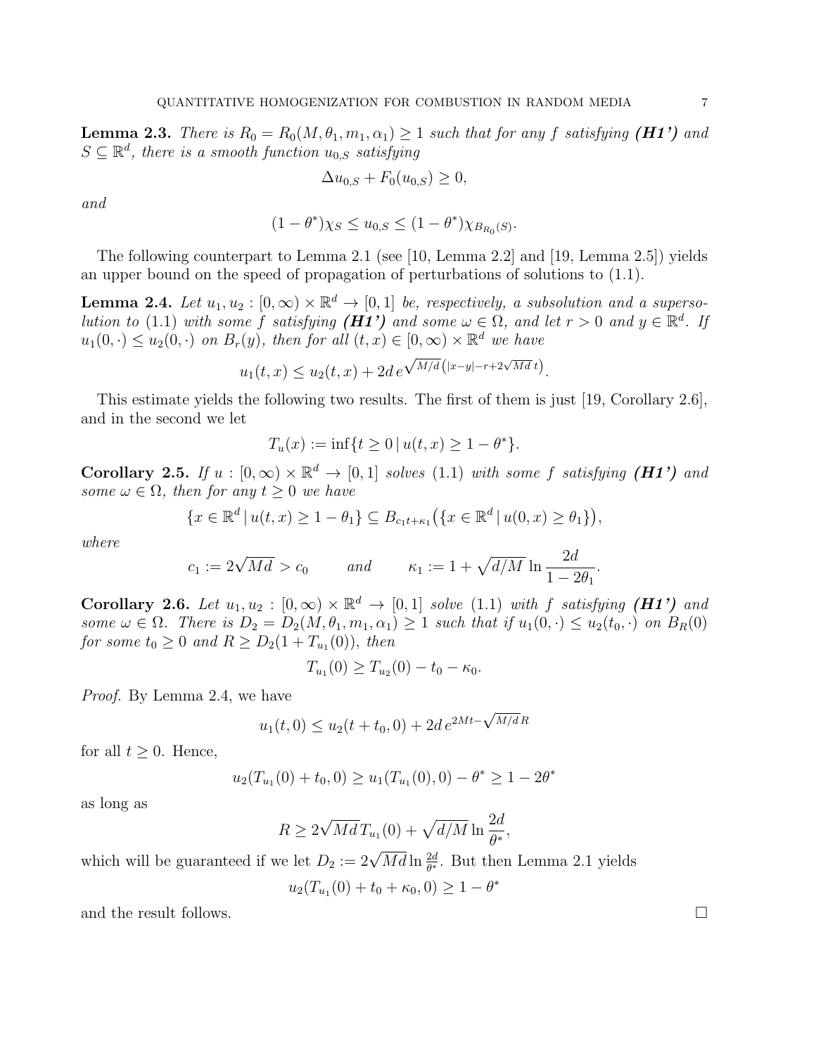**Lemma 2.3.** *There is $R_0 = R_0(M, \theta_1, m_1, \alpha_1) \geq 1$ such that for any $f$ satisfying* ***(H1')*** *and $S \subseteq \mathbb{R}^d$, there is a smooth function $u_{0,S}$ satisfying*

$$\Delta u_{0,S} + F_0(u_{0,S}) \geq 0,$$

*and*

$$(1-\theta^*)\chi_S \leq u_{0,S} \leq (1-\theta^*)\chi_{B_{R_0}(S)}.$$

The following counterpart to Lemma 2.1 (see [10, Lemma 2.2] and [19, Lemma 2.5]) yields an upper bound on the speed of propagation of perturbations of solutions to (1.1).

**Lemma 2.4.** *Let $u_1, u_2 : [0,\infty) \times \mathbb{R}^d \to [0,1]$ be, respectively, a subsolution and a supersolution to* (1.1) *with some $f$ satisfying* ***(H1')*** *and some $\omega \in \Omega$, and let $r > 0$ and $y \in \mathbb{R}^d$. If $u_1(0,\cdot) \leq u_2(0,\cdot)$ on $B_r(y)$, then for all $(t,x) \in [0,\infty) \times \mathbb{R}^d$ we have*

$$u_1(t,x) \leq u_2(t,x) + 2d\, e^{\sqrt{M/d}\left(|x-y| - r + 2\sqrt{Md}\, t\right)}.$$

This estimate yields the following two results. The first of them is just [19, Corollary 2.6], and in the second we let

$$T_u(x) := \inf\{t \geq 0 \,|\, u(t,x) \geq 1-\theta^*\}.$$

**Corollary 2.5.** *If $u : [0,\infty) \times \mathbb{R}^d \to [0,1]$ solves* (1.1) *with some $f$ satisfying* ***(H1')*** *and some $\omega \in \Omega$, then for any $t \geq 0$ we have*

$$\{x \in \mathbb{R}^d \,|\, u(t,x) \geq 1-\theta_1\} \subseteq B_{c_1 t + \kappa_1}\big(\{x \in \mathbb{R}^d \,|\, u(0,x) \geq \theta_1\}\big),$$

*where*

$$c_1 := 2\sqrt{Md} > c_0 \qquad \text{and} \qquad \kappa_1 := 1 + \sqrt{d/M}\, \ln \frac{2d}{1-2\theta_1}.$$

**Corollary 2.6.** *Let $u_1, u_2 : [0,\infty) \times \mathbb{R}^d \to [0,1]$ solve* (1.1) *with $f$ satisfying* ***(H1')*** *and some $\omega \in \Omega$. There is $D_2 = D_2(M, \theta_1, m_1, \alpha_1) \geq 1$ such that if $u_1(0,\cdot) \leq u_2(t_0,\cdot)$ on $B_R(0)$ for some $t_0 \geq 0$ and $R \geq D_2(1 + T_{u_1}(0))$, then*

$$T_{u_1}(0) \geq T_{u_2}(0) - t_0 - \kappa_0.$$

*Proof.* By Lemma 2.4, we have

$$u_1(t,0) \leq u_2(t+t_0,0) + 2d\, e^{2Mt - \sqrt{M/d}\, R}$$

for all $t \geq 0$. Hence,

$$u_2(T_{u_1}(0) + t_0, 0) \geq u_1(T_{u_1}(0), 0) - \theta^* \geq 1 - 2\theta^*$$

as long as

$$R \geq 2\sqrt{Md}\, T_{u_1}(0) + \sqrt{d/M}\, \ln \frac{2d}{\theta^*},$$

which will be guaranteed if we let $D_2 := 2\sqrt{Md} \ln \frac{2d}{\theta^*}$. But then Lemma 2.1 yields

$$u_2(T_{u_1}(0) + t_0 + \kappa_0, 0) \geq 1 - \theta^*$$

and the result follows. $\square$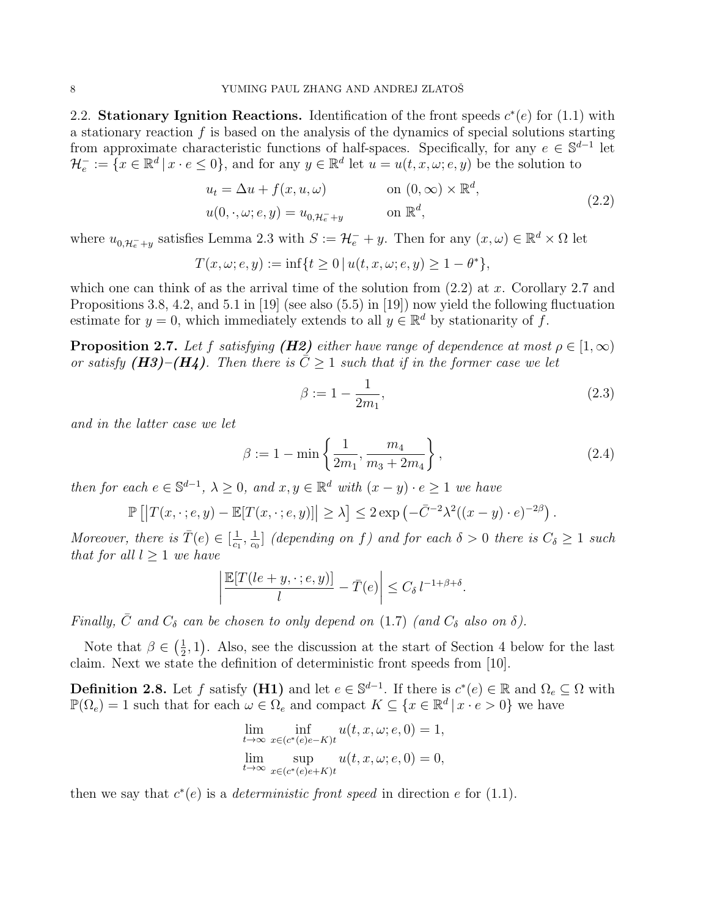2.2. **Stationary Ignition Reactions.** Identification of the front speeds $c^*(e)$ for (1.1) with a stationary reaction $f$ is based on the analysis of the dynamics of special solutions starting from approximate characteristic functions of half-spaces. Specifically, for any $e \in \mathbb{S}^{d-1}$ let $\mathcal{H}_e^- := \{x \in \mathbb{R}^d \,|\, x \cdot e \le 0\}$, and for any $y \in \mathbb{R}^d$ let $u = u(t, x, \omega; e, y)$ be the solution to

$$
\begin{aligned}
u_t &= \Delta u + f(x, u, \omega) && \text{on } (0, \infty) \times \mathbb{R}^d, \\
u(0, \cdot, \omega; e, y) &= u_{0,\mathcal{H}_e^- + y} && \text{on } \mathbb{R}^d,
\end{aligned}
\tag{2.2}
$$

where $u_{0,\mathcal{H}_e^-+y}$ satisfies Lemma 2.3 with $S := \mathcal{H}_e^- + y$. Then for any $(x, \omega) \in \mathbb{R}^d \times \Omega$ let

$$
T(x, \omega; e, y) := \inf\{t \ge 0 \,|\, u(t, x, \omega; e, y) \ge 1 - \theta^*\},
$$

which one can think of as the arrival time of the solution from (2.2) at $x$. Corollary 2.7 and Propositions 3.8, 4.2, and 5.1 in [19] (see also (5.5) in [19]) now yield the following fluctuation estimate for $y = 0$, which immediately extends to all $y \in \mathbb{R}^d$ by stationarity of $f$.

**Proposition 2.7.** *Let $f$ satisfying **(H2)** either have range of dependence at most $\rho \in [1, \infty)$ or satisfy **(H3)**–**(H4)**. Then there is $\bar{C} \ge 1$ such that if in the former case we let*

$$
\beta := 1 - \frac{1}{2m_1},
\tag{2.3}
$$

*and in the latter case we let*

$$
\beta := 1 - \min\left\{\frac{1}{2m_1}, \frac{m_4}{m_3 + 2m_4}\right\},
\tag{2.4}
$$

*then for each $e \in \mathbb{S}^{d-1}$, $\lambda \ge 0$, and $x, y \in \mathbb{R}^d$ with $(x - y) \cdot e \ge 1$ we have*

$$
\mathbb{P}\left[\left|T(x, \cdot; e, y) - \mathbb{E}[T(x, \cdot; e, y)]\right| \ge \lambda\right] \le 2 \exp\left(-\bar{C}^{-2} \lambda^2 ((x - y) \cdot e)^{-2\beta}\right).
$$

*Moreover, there is $\bar{T}(e) \in [\frac{1}{c_1}, \frac{1}{c_0}]$ (depending on $f$) and for each $\delta > 0$ there is $C_\delta \ge 1$ such that for all $l \ge 1$ we have*

$$
\left|\frac{\mathbb{E}[T(le + y, \cdot; e, y)]}{l} - \bar{T}(e)\right| \le C_\delta\, l^{-1+\beta+\delta}.
$$

*Finally, $\bar{C}$ and $C_\delta$ can be chosen to only depend on (1.7) (and $C_\delta$ also on $\delta$).*

Note that $\beta \in \left(\frac{1}{2}, 1\right)$. Also, see the discussion at the start of Section 4 below for the last claim. Next we state the definition of deterministic front speeds from [10].

**Definition 2.8.** Let $f$ satisfy **(H1)** and let $e \in \mathbb{S}^{d-1}$. If there is $c^*(e) \in \mathbb{R}$ and $\Omega_e \subseteq \Omega$ with $\mathbb{P}(\Omega_e) = 1$ such that for each $\omega \in \Omega_e$ and compact $K \subseteq \{x \in \mathbb{R}^d \,|\, x \cdot e > 0\}$ we have

$$
\begin{aligned}
\lim_{t \to \infty} \inf_{x \in (c^*(e)e - K)t} u(t, x, \omega; e, 0) &= 1, \\
\lim_{t \to \infty} \sup_{x \in (c^*(e)e + K)t} u(t, x, \omega; e, 0) &= 0,
\end{aligned}
$$

then we say that $c^*(e)$ is a *deterministic front speed* in direction $e$ for (1.1).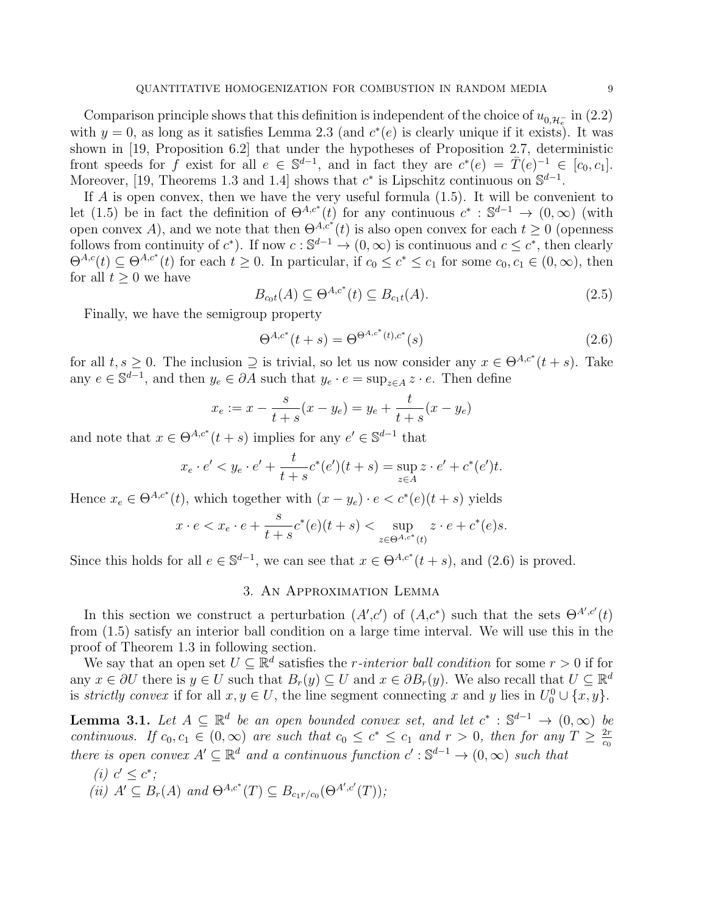Comparison principle shows that this definition is independent of the choice of $u_{0,\mathcal{H}_e^-}$ in (2.2) with $y = 0$, as long as it satisfies Lemma 2.3 (and $c^*(e)$ is clearly unique if it exists). It was shown in [19, Proposition 6.2] that under the hypotheses of Proposition 2.7, deterministic front speeds for $f$ exist for all $e \in \mathbb{S}^{d-1}$, and in fact they are $c^*(e) = \bar{T}(e)^{-1} \in [c_0, c_1]$. Moreover, [19, Theorems 1.3 and 1.4] shows that $c^*$ is Lipschitz continuous on $\mathbb{S}^{d-1}$.

If $A$ is open convex, then we have the very useful formula (1.5). It will be convenient to let (1.5) be in fact the definition of $\Theta^{A,c^*}(t)$ for any continuous $c^* : \mathbb{S}^{d-1} \to (0, \infty)$ (with open convex $A$), and we note that then $\Theta^{A,c^*}(t)$ is also open convex for each $t \geq 0$ (openness follows from continuity of $c^*$). If now $c : \mathbb{S}^{d-1} \to (0, \infty)$ is continuous and $c \leq c^*$, then clearly $\Theta^{A,c}(t) \subseteq \Theta^{A,c^*}(t)$ for each $t \geq 0$. In particular, if $c_0 \leq c^* \leq c_1$ for some $c_0, c_1 \in (0, \infty)$, then for all $t \geq 0$ we have

$$B_{c_0 t}(A) \subseteq \Theta^{A,c^*}(t) \subseteq B_{c_1 t}(A). \tag{2.5}$$

Finally, we have the semigroup property

$$\Theta^{A,c^*}(t+s) = \Theta^{\Theta^{A,c^*}(t),c^*}(s) \tag{2.6}$$

for all $t, s \geq 0$. The inclusion $\supseteq$ is trivial, so let us now consider any $x \in \Theta^{A,c^*}(t+s)$. Take any $e \in \mathbb{S}^{d-1}$, and then $y_e \in \partial A$ such that $y_e \cdot e = \sup_{z \in A} z \cdot e$. Then define

$$x_e := x - \frac{s}{t+s}(x - y_e) = y_e + \frac{t}{t+s}(x - y_e)$$

and note that $x \in \Theta^{A,c^*}(t+s)$ implies for any $e' \in \mathbb{S}^{d-1}$ that

$$x_e \cdot e' < y_e \cdot e' + \frac{t}{t+s} c^*(e')(t+s) = \sup_{z \in A} z \cdot e' + c^*(e')t.$$

Hence $x_e \in \Theta^{A,c^*}(t)$, which together with $(x - y_e) \cdot e < c^*(e)(t+s)$ yields

$$x \cdot e < x_e \cdot e + \frac{s}{t+s} c^*(e)(t+s) < \sup_{z \in \Theta^{A,c^*}(t)} z \cdot e + c^*(e)s.$$

Since this holds for all $e \in \mathbb{S}^{d-1}$, we can see that $x \in \Theta^{A,c^*}(t+s)$, and (2.6) is proved.

## 3. An Approximation Lemma

In this section we construct a perturbation $(A',c')$ of $(A,c^*)$ such that the sets $\Theta^{A',c'}(t)$ from (1.5) satisfy an interior ball condition on a large time interval. We will use this in the proof of Theorem 1.3 in following section.

We say that an open set $U \subseteq \mathbb{R}^d$ satisfies the *$r$-interior ball condition* for some $r > 0$ if for any $x \in \partial U$ there is $y \in U$ such that $B_r(y) \subseteq U$ and $x \in \partial B_r(y)$. We also recall that $U \subseteq \mathbb{R}^d$ is *strictly convex* if for all $x, y \in U$, the line segment connecting $x$ and $y$ lies in $U_0^0 \cup \{x, y\}$.

**Lemma 3.1.** *Let $A \subseteq \mathbb{R}^d$ be an open bounded convex set, and let $c^* : \mathbb{S}^{d-1} \to (0, \infty)$ be continuous. If $c_0, c_1 \in (0, \infty)$ are such that $c_0 \leq c^* \leq c_1$ and $r > 0$, then for any $T \geq \frac{2r}{c_0}$ there is open convex $A' \subseteq \mathbb{R}^d$ and a continuous function $c' : \mathbb{S}^{d-1} \to (0, \infty)$ such that*

*(i) $c' \leq c^*$;*
*(ii) $A' \subseteq B_r(A)$ and $\Theta^{A,c^*}(T) \subseteq B_{c_1 r/c_0}(\Theta^{A',c'}(T))$;*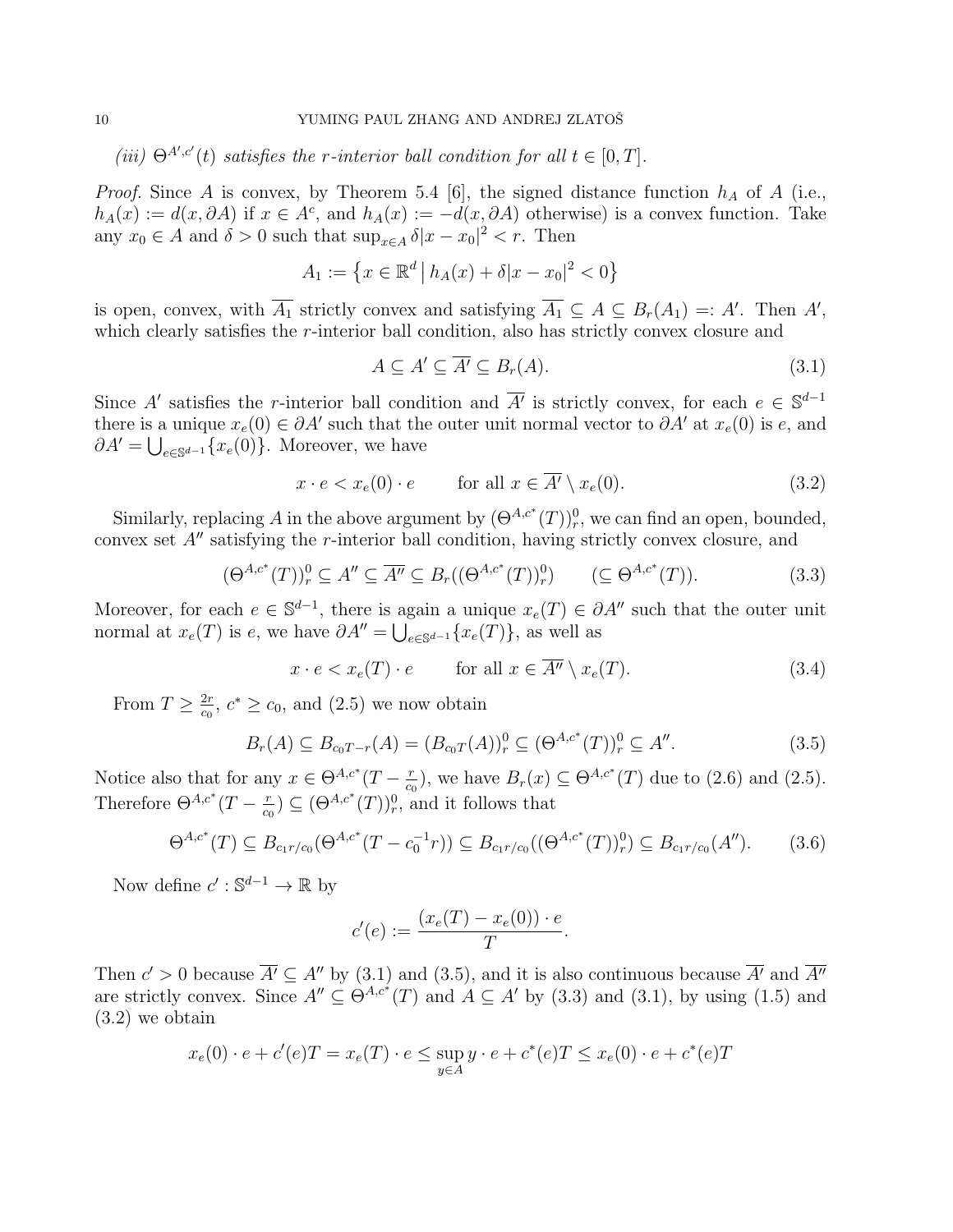*(iii)* $\Theta^{A',c'}(t)$ *satisfies the* $r$*-interior ball condition for all* $t \in [0,T]$.

*Proof.* Since $A$ is convex, by Theorem 5.4 [6], the signed distance function $h_A$ of $A$ (i.e., $h_A(x) := d(x, \partial A)$ if $x \in A^c$, and $h_A(x) := -d(x, \partial A)$ otherwise) is a convex function. Take any $x_0 \in A$ and $\delta > 0$ such that $\sup_{x \in A} \delta |x - x_0|^2 < r$. Then

$$A_1 := \left\{ x \in \mathbb{R}^d \,\middle|\, h_A(x) + \delta |x - x_0|^2 < 0 \right\}$$

is open, convex, with $\overline{A_1}$ strictly convex and satisfying $\overline{A_1} \subseteq A \subseteq B_r(A_1) =: A'$. Then $A'$, which clearly satisfies the $r$-interior ball condition, also has strictly convex closure and

$$A \subseteq A' \subseteq \overline{A'} \subseteq B_r(A). \tag{3.1}$$

Since $A'$ satisfies the $r$-interior ball condition and $\overline{A'}$ is strictly convex, for each $e \in \mathbb{S}^{d-1}$ there is a unique $x_e(0) \in \partial A'$ such that the outer unit normal vector to $\partial A'$ at $x_e(0)$ is $e$, and $\partial A' = \bigcup_{e \in \mathbb{S}^{d-1}} \{x_e(0)\}$. Moreover, we have

$$x \cdot e < x_e(0) \cdot e \qquad \text{for all } x \in \overline{A'} \setminus x_e(0). \tag{3.2}$$

Similarly, replacing $A$ in the above argument by $(\Theta^{A,c^*}(T))^0_r$, we can find an open, bounded, convex set $A''$ satisfying the $r$-interior ball condition, having strictly convex closure, and

$$(\Theta^{A,c^*}(T))^0_r \subseteq A'' \subseteq \overline{A''} \subseteq B_r((\Theta^{A,c^*}(T))^0_r) \qquad (\subseteq \Theta^{A,c^*}(T)). \tag{3.3}$$

Moreover, for each $e \in \mathbb{S}^{d-1}$, there is again a unique $x_e(T) \in \partial A''$ such that the outer unit normal at $x_e(T)$ is $e$, we have $\partial A'' = \bigcup_{e \in \mathbb{S}^{d-1}} \{x_e(T)\}$, as well as

$$x \cdot e < x_e(T) \cdot e \qquad \text{for all } x \in \overline{A''} \setminus x_e(T). \tag{3.4}$$

From $T \geq \frac{2r}{c_0}$, $c^* \geq c_0$, and (2.5) we now obtain

$$B_r(A) \subseteq B_{c_0 T - r}(A) = (B_{c_0 T}(A))^0_r \subseteq (\Theta^{A,c^*}(T))^0_r \subseteq A''. \tag{3.5}$$

Notice also that for any $x \in \Theta^{A,c^*}(T - \frac{r}{c_0})$, we have $B_r(x) \subseteq \Theta^{A,c^*}(T)$ due to (2.6) and (2.5). Therefore $\Theta^{A,c^*}(T - \frac{r}{c_0}) \subseteq (\Theta^{A,c^*}(T))^0_r$, and it follows that

$$\Theta^{A,c^*}(T) \subseteq B_{c_1 r/c_0}(\Theta^{A,c^*}(T - c_0^{-1} r)) \subseteq B_{c_1 r/c_0}((\Theta^{A,c^*}(T))^0_r) \subseteq B_{c_1 r/c_0}(A''). \tag{3.6}$$

Now define $c' : \mathbb{S}^{d-1} \to \mathbb{R}$ by

$$c'(e) := \frac{(x_e(T) - x_e(0)) \cdot e}{T}.$$

Then $c' > 0$ because $\overline{A'} \subseteq A''$ by (3.1) and (3.5), and it is also continuous because $\overline{A'}$ and $\overline{A''}$ are strictly convex. Since $A'' \subseteq \Theta^{A,c^*}(T)$ and $A \subseteq A'$ by (3.3) and (3.1), by using (1.5) and (3.2) we obtain

$$x_e(0) \cdot e + c'(e) T = x_e(T) \cdot e \leq \sup_{y \in A} y \cdot e + c^*(e) T \leq x_e(0) \cdot e + c^*(e) T$$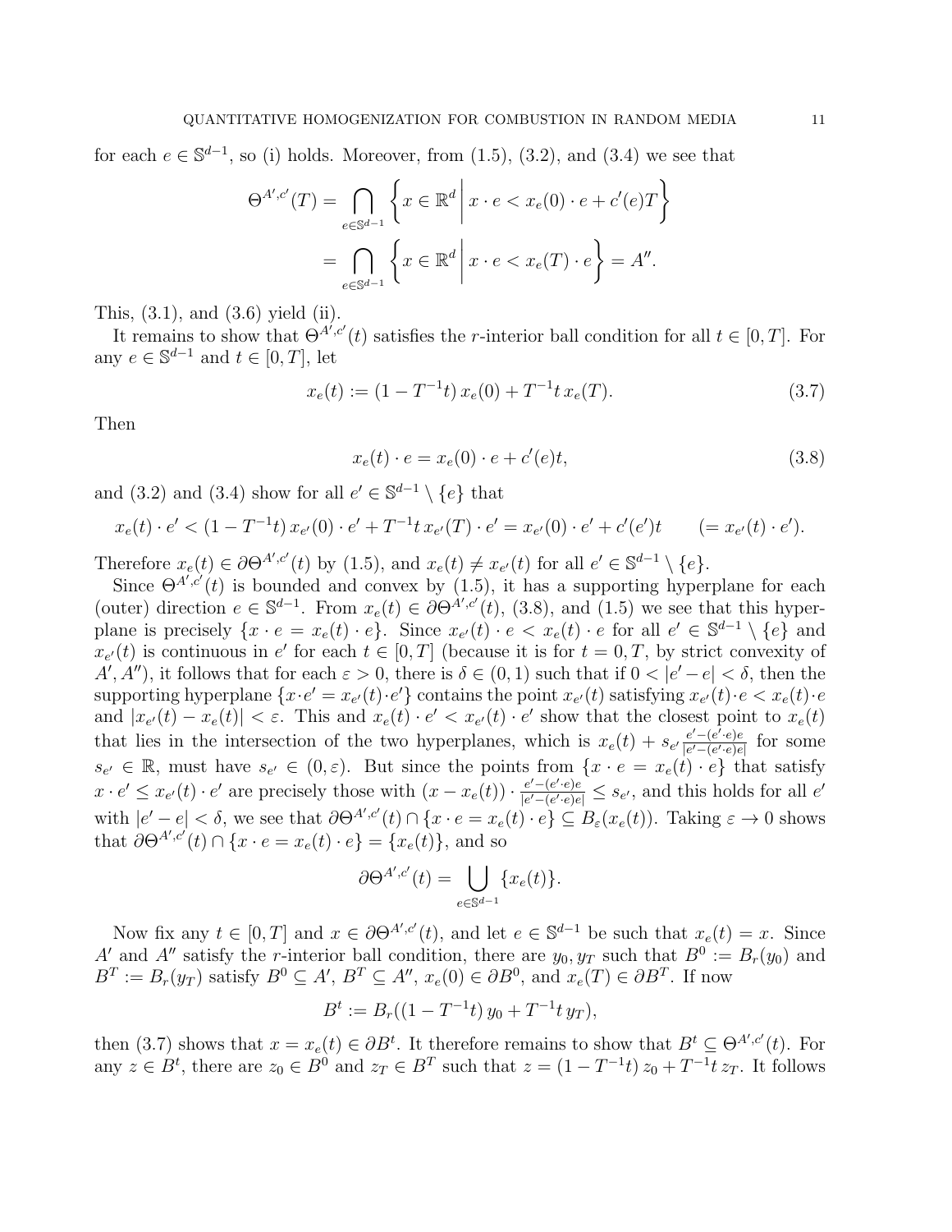for each $e \in \mathbb{S}^{d-1}$, so (i) holds. Moreover, from (1.5), (3.2), and (3.4) we see that

$$
\begin{aligned}
\Theta^{A',c'}(T) &= \bigcap_{e\in\mathbb{S}^{d-1}} \left\{ x \in \mathbb{R}^d \,\middle|\, x \cdot e < x_e(0)\cdot e + c'(e)T \right\} \\
&= \bigcap_{e\in\mathbb{S}^{d-1}} \left\{ x \in \mathbb{R}^d \,\middle|\, x \cdot e < x_e(T)\cdot e \right\} = A''.
\end{aligned}
$$

This, (3.1), and (3.6) yield (ii).

It remains to show that $\Theta^{A',c'}(t)$ satisfies the $r$-interior ball condition for all $t \in [0,T]$. For any $e \in \mathbb{S}^{d-1}$ and $t \in [0,T]$, let

$$
x_e(t) := (1 - T^{-1}t)\, x_e(0) + T^{-1}t\, x_e(T). \tag{3.7}
$$

Then

$$
x_e(t) \cdot e = x_e(0)\cdot e + c'(e)t, \tag{3.8}
$$

and (3.2) and (3.4) show for all $e' \in \mathbb{S}^{d-1} \setminus \{e\}$ that

$$
x_e(t)\cdot e' < (1 - T^{-1}t)\, x_{e'}(0)\cdot e' + T^{-1}t\, x_{e'}(T)\cdot e' = x_{e'}(0)\cdot e' + c'(e')t \qquad (= x_{e'}(t)\cdot e').
$$

Therefore $x_e(t) \in \partial\Theta^{A',c'}(t)$ by (1.5), and $x_e(t) \neq x_{e'}(t)$ for all $e' \in \mathbb{S}^{d-1} \setminus \{e\}$.

Since $\Theta^{A',c'}(t)$ is bounded and convex by (1.5), it has a supporting hyperplane for each (outer) direction $e \in \mathbb{S}^{d-1}$. From $x_e(t) \in \partial\Theta^{A',c'}(t)$, (3.8), and (1.5) we see that this hyperplane is precisely $\{x \cdot e = x_e(t)\cdot e\}$. Since $x_{e'}(t)\cdot e < x_e(t)\cdot e$ for all $e' \in \mathbb{S}^{d-1}\setminus\{e\}$ and $x_{e'}(t)$ is continuous in $e'$ for each $t \in [0,T]$ (because it is for $t = 0, T$, by strict convexity of $A', A''$), it follows that for each $\varepsilon > 0$, there is $\delta \in (0,1)$ such that if $0 < |e' - e| < \delta$, then the supporting hyperplane $\{x\cdot e' = x_{e'}(t)\cdot e'\}$ contains the point $x_{e'}(t)$ satisfying $x_{e'}(t)\cdot e < x_e(t)\cdot e$ and $|x_{e'}(t) - x_e(t)| < \varepsilon$. This and $x_e(t)\cdot e' < x_{e'}(t)\cdot e'$ show that the closest point to $x_e(t)$ that lies in the intersection of the two hyperplanes, which is $x_e(t) + s_{e'}\frac{e' - (e'\cdot e)e}{|e' - (e'\cdot e)e|}$ for some $s_{e'} \in \mathbb{R}$, must have $s_{e'} \in (0, \varepsilon)$. But since the points from $\{x \cdot e = x_e(t)\cdot e\}$ that satisfy $x \cdot e' \le x_{e'}(t)\cdot e'$ are precisely those with $(x - x_e(t))\cdot \frac{e' - (e'\cdot e)e}{|e' - (e'\cdot e)e|} \le s_{e'}$, and this holds for all $e'$ with $|e' - e| < \delta$, we see that $\partial\Theta^{A',c'}(t) \cap \{x\cdot e = x_e(t)\cdot e\} \subseteq B_\varepsilon(x_e(t))$. Taking $\varepsilon \to 0$ shows that $\partial\Theta^{A',c'}(t) \cap \{x \cdot e = x_e(t)\cdot e\} = \{x_e(t)\}$, and so

$$
\partial\Theta^{A',c'}(t) = \bigcup_{e\in\mathbb{S}^{d-1}} \{x_e(t)\}.
$$

Now fix any $t \in [0,T]$ and $x \in \partial\Theta^{A',c'}(t)$, and let $e \in \mathbb{S}^{d-1}$ be such that $x_e(t) = x$. Since $A'$ and $A''$ satisfy the $r$-interior ball condition, there are $y_0, y_T$ such that $B^0 := B_r(y_0)$ and $B^T := B_r(y_T)$ satisfy $B^0 \subseteq A'$, $B^T \subseteq A''$, $x_e(0) \in \partial B^0$, and $x_e(T) \in \partial B^T$. If now

$$
B^t := B_r((1 - T^{-1}t)\, y_0 + T^{-1}t\, y_T),
$$

then (3.7) shows that $x = x_e(t) \in \partial B^t$. It therefore remains to show that $B^t \subseteq \Theta^{A',c'}(t)$. For any $z \in B^t$, there are $z_0 \in B^0$ and $z_T \in B^T$ such that $z = (1 - T^{-1}t)\, z_0 + T^{-1}t\, z_T$. It follows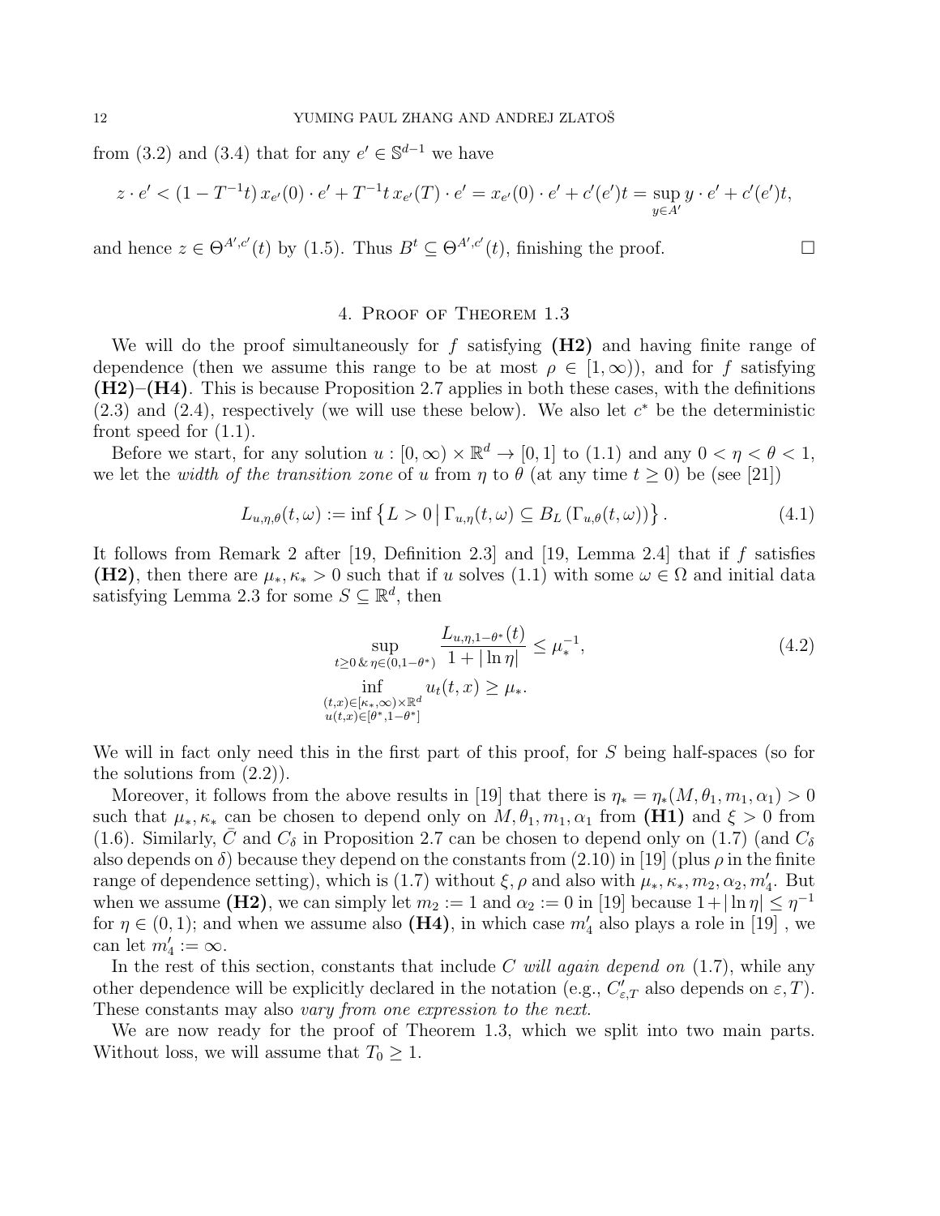from (3.2) and (3.4) that for any $e' \in \mathbb{S}^{d-1}$ we have

$$z \cdot e' < (1 - T^{-1}t)\, x_{e'}(0) \cdot e' + T^{-1}t\, x_{e'}(T) \cdot e' = x_{e'}(0) \cdot e' + c'(e')t = \sup_{y \in A'} y \cdot e' + c'(e')t,$$

and hence $z \in \Theta^{A',c'}(t)$ by (1.5). Thus $B^t \subseteq \Theta^{A',c'}(t)$, finishing the proof. $\square$

## 4. Proof of Theorem 1.3

We will do the proof simultaneously for $f$ satisfying **(H2)** and having finite range of dependence (then we assume this range to be at most $\rho \in [1, \infty)$), and for $f$ satisfying **(H2)**–**(H4)**. This is because Proposition 2.7 applies in both these cases, with the definitions (2.3) and (2.4), respectively (we will use these below). We also let $c^*$ be the deterministic front speed for (1.1).

Before we start, for any solution $u : [0, \infty) \times \mathbb{R}^d \to [0, 1]$ to (1.1) and any $0 < \eta < \theta < 1$, we let the *width of the transition zone* of $u$ from $\eta$ to $\theta$ (at any time $t \geq 0$) be (see [21])

$$L_{u,\eta,\theta}(t, \omega) := \inf \left\{ L > 0 \,\middle|\, \Gamma_{u,\eta}(t, \omega) \subseteq B_L\left(\Gamma_{u,\theta}(t, \omega)\right) \right\}. \tag{4.1}$$

It follows from Remark 2 after [19, Definition 2.3] and [19, Lemma 2.4] that if $f$ satisfies **(H2)**, then there are $\mu_*, \kappa_* > 0$ such that if $u$ solves (1.1) with some $\omega \in \Omega$ and initial data satisfying Lemma 2.3 for some $S \subseteq \mathbb{R}^d$, then

$$\sup_{t \geq 0 \,\&\, \eta \in (0, 1-\theta^*)} \frac{L_{u,\eta,1-\theta^*}(t)}{1 + |\ln \eta|} \leq \mu_*^{-1}, \tag{4.2}$$
$$\inf_{\substack{(t,x) \in [\kappa_*, \infty) \times \mathbb{R}^d \\ u(t,x) \in [\theta^*, 1-\theta^*]}} u_t(t, x) \geq \mu_*.$$

We will in fact only need this in the first part of this proof, for $S$ being half-spaces (so for the solutions from (2.2)).

Moreover, it follows from the above results in [19] that there is $\eta_* = \eta_*(M, \theta_1, m_1, \alpha_1) > 0$ such that $\mu_*, \kappa_*$ can be chosen to depend only on $M, \theta_1, m_1, \alpha_1$ from **(H1)** and $\xi > 0$ from (1.6). Similarly, $\bar{C}$ and $C_\delta$ in Proposition 2.7 can be chosen to depend only on (1.7) (and $C_\delta$ also depends on $\delta$) because they depend on the constants from (2.10) in [19] (plus $\rho$ in the finite range of dependence setting), which is (1.7) without $\xi, \rho$ and also with $\mu_*, \kappa_*, m_2, \alpha_2, m_4'$. But when we assume **(H2)**, we can simply let $m_2 := 1$ and $\alpha_2 := 0$ in [19] because $1 + |\ln \eta| \leq \eta^{-1}$ for $\eta \in (0, 1)$; and when we assume also **(H4)**, in which case $m_4'$ also plays a role in [19] , we can let $m_4' := \infty$.

In the rest of this section, constants that include $C$ *will again depend on* (1.7), while any other dependence will be explicitly declared in the notation (e.g., $C'_{\varepsilon,T}$ also depends on $\varepsilon, T$). These constants may also *vary from one expression to the next*.

We are now ready for the proof of Theorem 1.3, which we split into two main parts. Without loss, we will assume that $T_0 \geq 1$.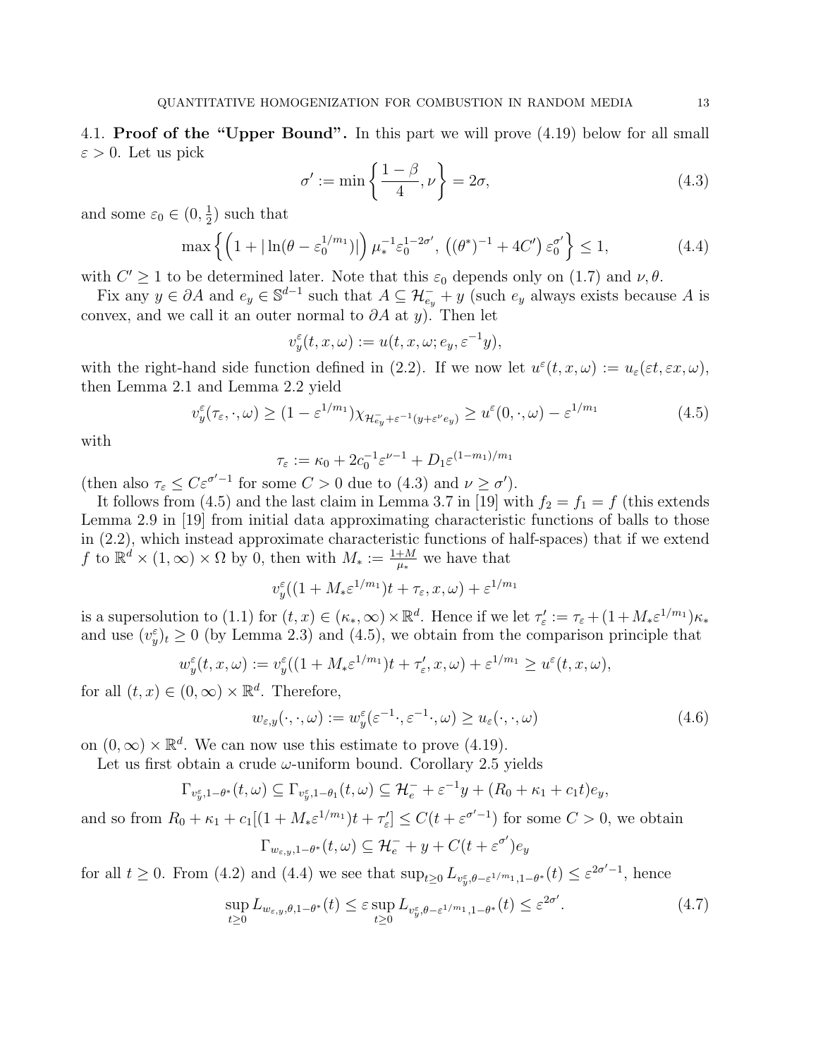4.1. **Proof of the "Upper Bound".** In this part we will prove (4.19) below for all small $\varepsilon > 0$. Let us pick

$$\sigma' := \min\left\{\frac{1-\beta}{4}, \nu\right\} = 2\sigma, \tag{4.3}$$

and some $\varepsilon_0 \in (0, \frac{1}{2})$ such that

$$\max\left\{\left(1 + |\ln(\theta - \varepsilon_0^{1/m_1})|\right)\mu_*^{-1}\varepsilon_0^{1-2\sigma'},\ \left((\theta^*)^{-1} + 4C'\right)\varepsilon_0^{\sigma'}\right\} \le 1, \tag{4.4}$$

with $C' \ge 1$ to be determined later. Note that this $\varepsilon_0$ depends only on (1.7) and $\nu, \theta$.

Fix any $y \in \partial A$ and $e_y \in \mathbb{S}^{d-1}$ such that $A \subseteq \mathcal{H}_{e_y}^- + y$ (such $e_y$ always exists because $A$ is convex, and we call it an outer normal to $\partial A$ at $y$). Then let

$$v_y^\varepsilon(t, x, \omega) := u(t, x, \omega; e_y, \varepsilon^{-1}y),$$

with the right-hand side function defined in (2.2). If we now let $u^\varepsilon(t, x, \omega) := u_\varepsilon(\varepsilon t, \varepsilon x, \omega)$, then Lemma 2.1 and Lemma 2.2 yield

$$v_y^\varepsilon(\tau_\varepsilon, \cdot, \omega) \ge (1 - \varepsilon^{1/m_1})\chi_{\mathcal{H}_{e_y}^- + \varepsilon^{-1}(y + \varepsilon^\nu e_y)} \ge u^\varepsilon(0, \cdot, \omega) - \varepsilon^{1/m_1} \tag{4.5}$$

with

$$\tau_\varepsilon := \kappa_0 + 2c_0^{-1}\varepsilon^{\nu-1} + D_1\varepsilon^{(1-m_1)/m_1}$$

(then also $\tau_\varepsilon \le C\varepsilon^{\sigma'-1}$ for some $C > 0$ due to (4.3) and $\nu \ge \sigma'$).

It follows from (4.5) and the last claim in Lemma 3.7 in [19] with $f_2 = f_1 = f$ (this extends Lemma 2.9 in [19] from initial data approximating characteristic functions of balls to those in (2.2), which instead approximate characteristic functions of half-spaces) that if we extend $f$ to $\mathbb{R}^d \times (1, \infty) \times \Omega$ by 0, then with $M_* := \frac{1+M}{\mu_*}$ we have that

$$v_y^\varepsilon((1 + M_*\varepsilon^{1/m_1})t + \tau_\varepsilon, x, \omega) + \varepsilon^{1/m_1}$$

is a supersolution to (1.1) for $(t, x) \in (\kappa_*, \infty) \times \mathbb{R}^d$. Hence if we let $\tau_\varepsilon' := \tau_\varepsilon + (1 + M_*\varepsilon^{1/m_1})\kappa_*$ and use $(v_y^\varepsilon)_t \ge 0$ (by Lemma 2.3) and (4.5), we obtain from the comparison principle that

$$w_y^\varepsilon(t, x, \omega) := v_y^\varepsilon((1 + M_*\varepsilon^{1/m_1})t + \tau_\varepsilon', x, \omega) + \varepsilon^{1/m_1} \ge u^\varepsilon(t, x, \omega),$$

for all $(t, x) \in (0, \infty) \times \mathbb{R}^d$. Therefore,

$$w_{\varepsilon,y}(\cdot, \cdot, \omega) := w_y^\varepsilon(\varepsilon^{-1}\cdot, \varepsilon^{-1}\cdot, \omega) \ge u_\varepsilon(\cdot, \cdot, \omega) \tag{4.6}$$

on $(0, \infty) \times \mathbb{R}^d$. We can now use this estimate to prove (4.19).

Let us first obtain a crude $\omega$-uniform bound. Corollary 2.5 yields

$$\Gamma_{v_y^\varepsilon, 1-\theta^*}(t, \omega) \subseteq \Gamma_{v_y^\varepsilon, 1-\theta_1}(t, \omega) \subseteq \mathcal{H}_e^- + \varepsilon^{-1}y + (R_0 + \kappa_1 + c_1 t)e_y,$$

and so from $R_0 + \kappa_1 + c_1[(1 + M_*\varepsilon^{1/m_1})t + \tau_\varepsilon'] \le C(t + \varepsilon^{\sigma'-1})$ for some $C > 0$, we obtain

$$\Gamma_{w_{\varepsilon,y}, 1-\theta^*}(t, \omega) \subseteq \mathcal{H}_e^- + y + C(t + \varepsilon^{\sigma'})e_y$$

for all $t \ge 0$. From (4.2) and (4.4) we see that $\sup_{t\ge0} L_{v_y^\varepsilon, \theta-\varepsilon^{1/m_1}, 1-\theta^*}(t) \le \varepsilon^{2\sigma'-1}$, hence

$$\sup_{t\ge0} L_{w_{\varepsilon,y}, \theta, 1-\theta^*}(t) \le \varepsilon \sup_{t\ge0} L_{v_y^\varepsilon, \theta-\varepsilon^{1/m_1}, 1-\theta^*}(t) \le \varepsilon^{2\sigma'}. \tag{4.7}$$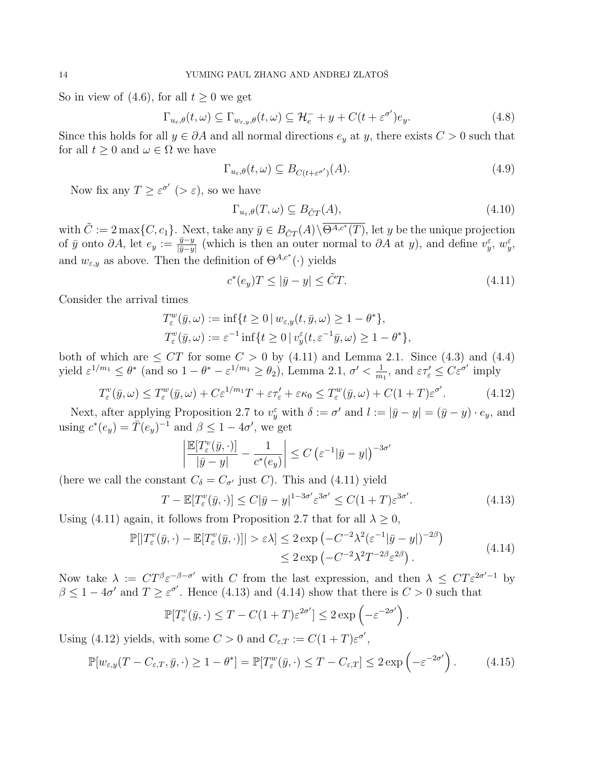So in view of (4.6), for all $t \geq 0$ we get

$$\Gamma_{u_\varepsilon,\theta}(t,\omega) \subseteq \Gamma_{w_{\varepsilon,y},\theta}(t,\omega) \subseteq \mathcal{H}_e^- + y + C(t+\varepsilon^{\sigma'})e_y. \tag{4.8}$$

Since this holds for all $y \in \partial A$ and all normal directions $e_y$ at $y$, there exists $C>0$ such that for all $t \geq 0$ and $\omega \in \Omega$ we have

$$\Gamma_{u_\varepsilon,\theta}(t,\omega) \subseteq B_{C(t+\varepsilon^{\sigma'})}(A). \tag{4.9}$$

Now fix any $T \geq \varepsilon^{\sigma'}$ $(> \varepsilon)$, so we have

$$\Gamma_{u_\varepsilon,\theta}(T,\omega) \subseteq B_{\tilde{C}T}(A), \tag{4.10}$$

with $\tilde{C} := 2\max\{C, c_1\}$. Next, take any $\bar{y} \in B_{\tilde{C}T}(A) \setminus \overline{\Theta^{A,c^*}(T)}$, let $y$ be the unique projection of $\bar{y}$ onto $\partial A$, let $e_y := \frac{\bar{y}-y}{|\bar{y}-y|}$ (which is then an outer normal to $\partial A$ at $y$), and define $v_y^\varepsilon$, $w_y^\varepsilon$, and $w_{\varepsilon,y}$ as above. Then the definition of $\Theta^{A,c^*}(\cdot)$ yields

$$c^*(e_y)T \leq |\bar{y}-y| \leq \tilde{C}T. \tag{4.11}$$

Consider the arrival times

$$T_\varepsilon^w(\bar{y},\omega) := \inf\{t \geq 0 \,|\, w_{\varepsilon,y}(t,\bar{y},\omega) \geq 1-\theta^*\},$$
$$T_\varepsilon^v(\bar{y},\omega) := \varepsilon^{-1}\inf\{t \geq 0 \,|\, v_y^\varepsilon(t,\varepsilon^{-1}\bar{y},\omega) \geq 1-\theta^*\},$$

both of which are $\leq CT$ for some $C>0$ by (4.11) and Lemma 2.1. Since (4.3) and (4.4) yield $\varepsilon^{1/m_1} \leq \theta^*$ (and so $1-\theta^*-\varepsilon^{1/m_1} \geq \theta_2$), Lemma 2.1, $\sigma' < \frac{1}{m_1}$, and $\varepsilon\tau_\varepsilon' \leq C\varepsilon^{\sigma'}$ imply

$$T_\varepsilon^v(\bar{y},\omega) \leq T_\varepsilon^w(\bar{y},\omega) + C\varepsilon^{1/m_1}T + \varepsilon\tau_\varepsilon' + \varepsilon\kappa_0 \leq T_\varepsilon^w(\bar{y},\omega) + C(1+T)\varepsilon^{\sigma'}. \tag{4.12}$$

Next, after applying Proposition 2.7 to $v_y^\varepsilon$ with $\delta := \sigma'$ and $l := |\bar{y}-y| = (\bar{y}-y)\cdot e_y$, and using $c^*(e_y) = \bar{T}(e_y)^{-1}$ and $\beta \leq 1-4\sigma'$, we get

$$\left| \frac{\mathbb{E}[T_\varepsilon^v(\bar{y},\cdot)]}{|\bar{y}-y|} - \frac{1}{c^*(e_y)} \right| \leq C\left(\varepsilon^{-1}|\bar{y}-y|\right)^{-3\sigma'}$$

(here we call the constant $C_\delta = C_{\sigma'}$ just $C$). This and (4.11) yield

$$T - \mathbb{E}[T_\varepsilon^v(\bar{y},\cdot)] \leq C|\bar{y}-y|^{1-3\sigma'}\varepsilon^{3\sigma'} \leq C(1+T)\varepsilon^{3\sigma'}. \tag{4.13}$$

Using (4.11) again, it follows from Proposition 2.7 that for all $\lambda \geq 0$,

$$\begin{aligned}
\mathbb{P}[|T_\varepsilon^v(\bar{y},\cdot) - \mathbb{E}[T_\varepsilon^v(\bar{y},\cdot)]| > \varepsilon\lambda] &\leq 2\exp\left(-C^{-2}\lambda^2(\varepsilon^{-1}|\bar{y}-y|)^{-2\beta}\right) \\
&\leq 2\exp\left(-C^{-2}\lambda^2 T^{-2\beta}\varepsilon^{2\beta}\right).
\end{aligned} \tag{4.14}$$

Now take $\lambda := CT^\beta\varepsilon^{-\beta-\sigma'}$ with $C$ from the last expression, and then $\lambda \leq CT\varepsilon^{2\sigma'-1}$ by $\beta \leq 1-4\sigma'$ and $T \geq \varepsilon^{\sigma'}$. Hence (4.13) and (4.14) show that there is $C>0$ such that

$$\mathbb{P}[T_\varepsilon^v(\bar{y},\cdot) \leq T - C(1+T)\varepsilon^{2\sigma'}] \leq 2\exp\left(-\varepsilon^{-2\sigma'}\right).$$

Using (4.12) yields, with some $C>0$ and $C_{\varepsilon,T} := C(1+T)\varepsilon^{\sigma'}$,

$$\mathbb{P}[w_{\varepsilon,y}(T-C_{\varepsilon,T},\bar{y},\cdot) \geq 1-\theta^*] = \mathbb{P}[T_\varepsilon^w(\bar{y},\cdot) \leq T - C_{\varepsilon,T}] \leq 2\exp\left(-\varepsilon^{-2\sigma'}\right). \tag{4.15}$$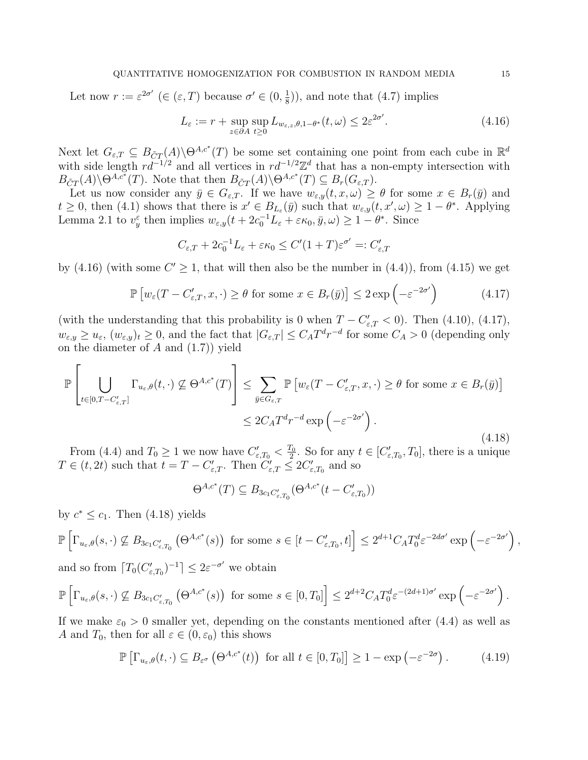Let now $r := \varepsilon^{2\sigma'}$ ($\in (\varepsilon, T)$ because $\sigma' \in (0, \frac{1}{8})$), and note that (4.7) implies

$$L_\varepsilon := r + \sup_{z \in \partial A} \sup_{t \geq 0} L_{w_{\varepsilon,z},\theta,1-\theta^*}(t,\omega) \leq 2\varepsilon^{2\sigma'}. \tag{4.16}$$

Next let $G_{\varepsilon,T} \subseteq B_{\tilde{C}T}(A) \backslash \Theta^{A,c^*}(T)$ be some set containing one point from each cube in $\mathbb{R}^d$ with side length $rd^{-1/2}$ and all vertices in $rd^{-1/2}\mathbb{Z}^d$ that has a non-empty intersection with $B_{\tilde{C}T}(A) \backslash \Theta^{A,c^*}(T)$. Note that then $B_{\tilde{C}T}(A) \backslash \Theta^{A,c^*}(T) \subseteq B_r(G_{\varepsilon,T})$.

Let us now consider any $\bar{y} \in G_{\varepsilon,T}$. If we have $w_{\varepsilon,y}(t,x,\omega) \geq \theta$ for some $x \in B_r(\bar{y})$ and $t \geq 0$, then (4.1) shows that there is $x' \in B_{L_\varepsilon}(\bar{y})$ such that $w_{\varepsilon,y}(t,x',\omega) \geq 1-\theta^*$. Applying Lemma 2.1 to $v_y^\varepsilon$ then implies $w_{\varepsilon,y}(t + 2c_0^{-1}L_\varepsilon + \varepsilon\kappa_0, \bar{y}, \omega) \geq 1 - \theta^*$. Since

$$C_{\varepsilon,T} + 2c_0^{-1}L_\varepsilon + \varepsilon\kappa_0 \leq C'(1+T)\varepsilon^{\sigma'} =: C'_{\varepsilon,T}$$

by (4.16) (with some $C' \geq 1$, that will then also be the number in (4.4)), from (4.15) we get

$$\mathbb{P}\left[w_\varepsilon(T - C'_{\varepsilon,T}, x, \cdot) \geq \theta \text{ for some } x \in B_r(\bar{y})\right] \leq 2\exp\left(-\varepsilon^{-2\sigma'}\right) \tag{4.17}$$

(with the understanding that this probability is 0 when $T - C'_{\varepsilon,T} < 0$). Then (4.10), (4.17), $w_{\varepsilon,y} \geq u_\varepsilon$, $(w_{\varepsilon,y})_t \geq 0$, and the fact that $|G_{\varepsilon,T}| \leq C_A T^d r^{-d}$ for some $C_A > 0$ (depending only on the diameter of $A$ and (1.7)) yield

$$\begin{aligned}
\mathbb{P}\left[\bigcup_{t \in [0, T - C'_{\varepsilon,T}]} \Gamma_{u_\varepsilon,\theta}(t,\cdot) \not\subseteq \Theta^{A,c^*}(T)\right] &\leq \sum_{\bar{y} \in G_{\varepsilon,T}} \mathbb{P}\left[w_\varepsilon(T - C'_{\varepsilon,T}, x, \cdot) \geq \theta \text{ for some } x \in B_r(\bar{y})\right] \\
&\leq 2C_A T^d r^{-d} \exp\left(-\varepsilon^{-2\sigma'}\right).
\end{aligned} \tag{4.18}$$

From (4.4) and $T_0 \geq 1$ we now have $C'_{\varepsilon,T_0} < \frac{T_0}{2}$. So for any $t \in [C'_{\varepsilon,T_0}, T_0]$, there is a unique $T \in (t, 2t)$ such that $t = T - C'_{\varepsilon,T}$. Then $C'_{\varepsilon,T} \leq 2C'_{\varepsilon,T_0}$ and so

$$\Theta^{A,c^*}(T) \subseteq B_{3c_1 C'_{\varepsilon,T_0}}(\Theta^{A,c^*}(t - C'_{\varepsilon,T_0}))$$

by $c^* \leq c_1$. Then (4.18) yields

$$\mathbb{P}\left[\Gamma_{u_\varepsilon,\theta}(s,\cdot) \not\subseteq B_{3c_1 C'_{\varepsilon,T_0}}\left(\Theta^{A,c^*}(s)\right) \text{ for some } s \in [t - C'_{\varepsilon,T_0}, t]\right] \leq 2^{d+1} C_A T_0^d \varepsilon^{-2d\sigma'} \exp\left(-\varepsilon^{-2\sigma'}\right),$$

and so from $\lceil T_0 (C'_{\varepsilon,T_0})^{-1} \rceil \leq 2\varepsilon^{-\sigma'}$ we obtain

$$\mathbb{P}\left[\Gamma_{u_\varepsilon,\theta}(s,\cdot) \not\subseteq B_{3c_1 C'_{\varepsilon,T_0}}\left(\Theta^{A,c^*}(s)\right) \text{ for some } s \in [0, T_0]\right] \leq 2^{d+2} C_A T_0^d \varepsilon^{-(2d+1)\sigma'} \exp\left(-\varepsilon^{-2\sigma'}\right).$$

If we make $\varepsilon_0 > 0$ smaller yet, depending on the constants mentioned after (4.4) as well as $A$ and $T_0$, then for all $\varepsilon \in (0, \varepsilon_0)$ this shows

$$\mathbb{P}\left[\Gamma_{u_\varepsilon,\theta}(t,\cdot) \subseteq B_{\varepsilon^\sigma}\left(\Theta^{A,c^*}(t)\right) \text{ for all } t \in [0, T_0]\right] \geq 1 - \exp\left(-\varepsilon^{-2\sigma}\right). \tag{4.19}$$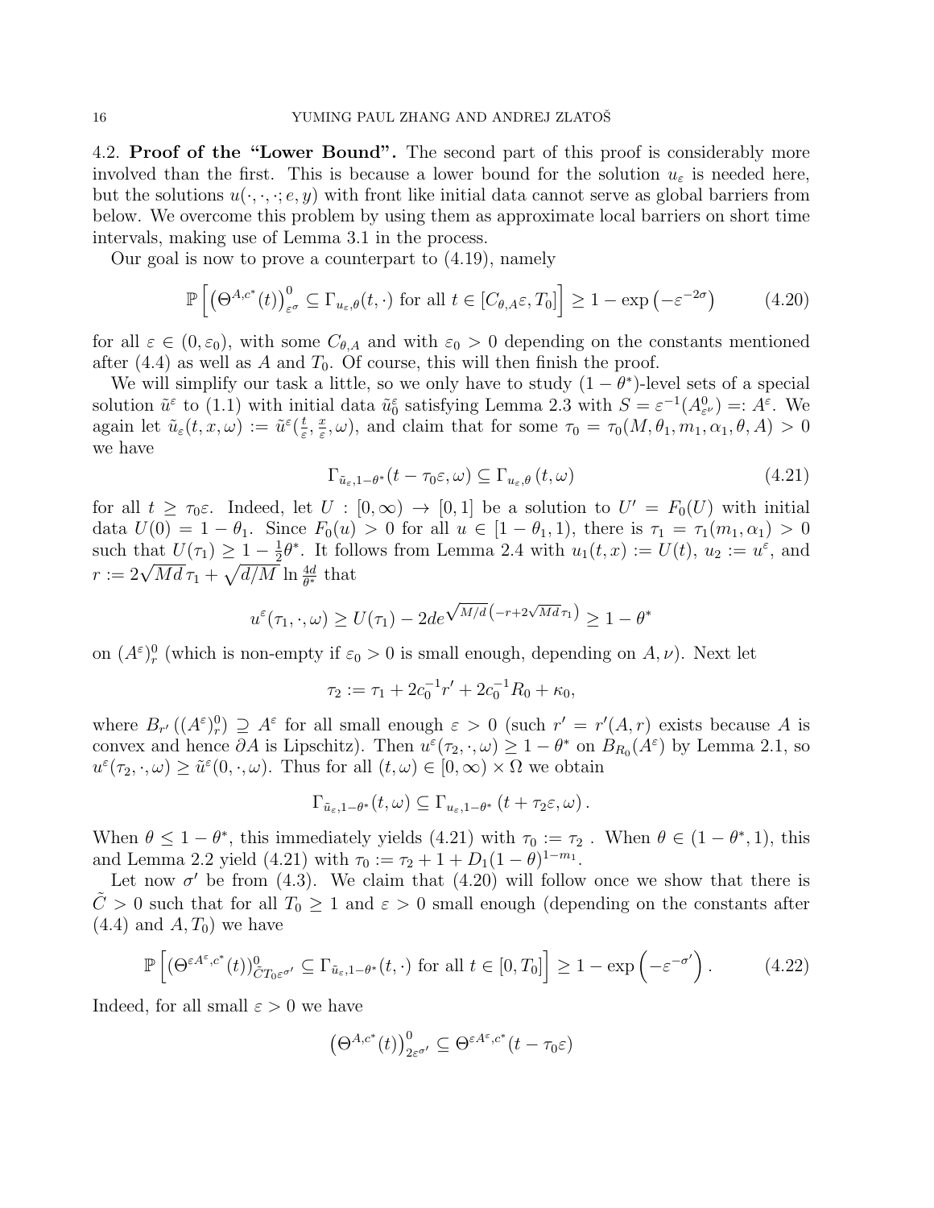4.2. **Proof of the "Lower Bound".** The second part of this proof is considerably more involved than the first. This is because a lower bound for the solution $u_\varepsilon$ is needed here, but the solutions $u(\cdot,\cdot,\cdot;e,y)$ with front like initial data cannot serve as global barriers from below. We overcome this problem by using them as approximate local barriers on short time intervals, making use of Lemma 3.1 in the process.

Our goal is now to prove a counterpart to (4.19), namely

$$\mathbb{P}\left[\left(\Theta^{A,c^*}(t)\right)^0_{\varepsilon^\sigma} \subseteq \Gamma_{u_\varepsilon,\theta}(t,\cdot) \text{ for all } t\in[C_{\theta,A}\varepsilon,T_0]\right] \geq 1-\exp\left(-\varepsilon^{-2\sigma}\right) \tag{4.20}$$

for all $\varepsilon\in(0,\varepsilon_0)$, with some $C_{\theta,A}$ and with $\varepsilon_0>0$ depending on the constants mentioned after (4.4) as well as $A$ and $T_0$. Of course, this will then finish the proof.

We will simplify our task a little, so we only have to study $(1-\theta^*)$-level sets of a special solution $\tilde u^\varepsilon$ to (1.1) with initial data $\tilde u^\varepsilon_0$ satisfying Lemma 2.3 with $S=\varepsilon^{-1}(A^0_{\varepsilon^\nu})=:A^\varepsilon$. We again let $\tilde u_\varepsilon(t,x,\omega):=\tilde u^\varepsilon(\frac{t}{\varepsilon},\frac{x}{\varepsilon},\omega)$, and claim that for some $\tau_0=\tau_0(M,\theta_1,m_1,\alpha_1,\theta,A)>0$ we have

$$\Gamma_{\tilde u_\varepsilon,1-\theta^*}(t-\tau_0\varepsilon,\omega)\subseteq\Gamma_{u_\varepsilon,\theta}(t,\omega) \tag{4.21}$$

for all $t\geq\tau_0\varepsilon$. Indeed, let $U:[0,\infty)\to[0,1]$ be a solution to $U'=F_0(U)$ with initial data $U(0)=1-\theta_1$. Since $F_0(u)>0$ for all $u\in[1-\theta_1,1)$, there is $\tau_1=\tau_1(m_1,\alpha_1)>0$ such that $U(\tau_1)\geq 1-\frac12\theta^*$. It follows from Lemma 2.4 with $u_1(t,x):=U(t)$, $u_2:=u^\varepsilon$, and $r:=2\sqrt{Md}\,\tau_1+\sqrt{d/M}\ln\frac{4d}{\theta^*}$ that

$$u^\varepsilon(\tau_1,\cdot,\omega)\geq U(\tau_1)-2de^{\sqrt{M/d}\left(-r+2\sqrt{Md}\,\tau_1\right)}\geq 1-\theta^*$$

on $(A^\varepsilon)^0_r$ (which is non-empty if $\varepsilon_0>0$ is small enough, depending on $A,\nu$). Next let

$$\tau_2:=\tau_1+2c_0^{-1}r'+2c_0^{-1}R_0+\kappa_0,$$

where $B_{r'}\left((A^\varepsilon)^0_r\right)\supseteq A^\varepsilon$ for all small enough $\varepsilon>0$ (such $r'=r'(A,r)$ exists because $A$ is convex and hence $\partial A$ is Lipschitz). Then $u^\varepsilon(\tau_2,\cdot,\omega)\geq 1-\theta^*$ on $B_{R_0}(A^\varepsilon)$ by Lemma 2.1, so $u^\varepsilon(\tau_2,\cdot,\omega)\geq\tilde u^\varepsilon(0,\cdot,\omega)$. Thus for all $(t,\omega)\in[0,\infty)\times\Omega$ we obtain

$$\Gamma_{\tilde u_\varepsilon,1-\theta^*}(t,\omega)\subseteq\Gamma_{u_\varepsilon,1-\theta^*}(t+\tau_2\varepsilon,\omega).$$

When $\theta\leq 1-\theta^*$, this immediately yields (4.21) with $\tau_0:=\tau_2$ . When $\theta\in(1-\theta^*,1)$, this and Lemma 2.2 yield (4.21) with $\tau_0:=\tau_2+1+D_1(1-\theta)^{1-m_1}$.

Let now $\sigma'$ be from (4.3). We claim that (4.20) will follow once we show that there is $\tilde C>0$ such that for all $T_0\geq 1$ and $\varepsilon>0$ small enough (depending on the constants after (4.4) and $A,T_0$) we have

$$\mathbb{P}\left[(\Theta^{\varepsilon A^\varepsilon,c^*}(t))^0_{\tilde C T_0\varepsilon^{\sigma'}}\subseteq\Gamma_{\tilde u_\varepsilon,1-\theta^*}(t,\cdot) \text{ for all } t\in[0,T_0]\right]\geq 1-\exp\left(-\varepsilon^{-\sigma'}\right). \tag{4.22}$$

Indeed, for all small $\varepsilon>0$ we have

$$\left(\Theta^{A,c^*}(t)\right)^0_{2\varepsilon^{\sigma'}}\subseteq\Theta^{\varepsilon A^\varepsilon,c^*}(t-\tau_0\varepsilon)$$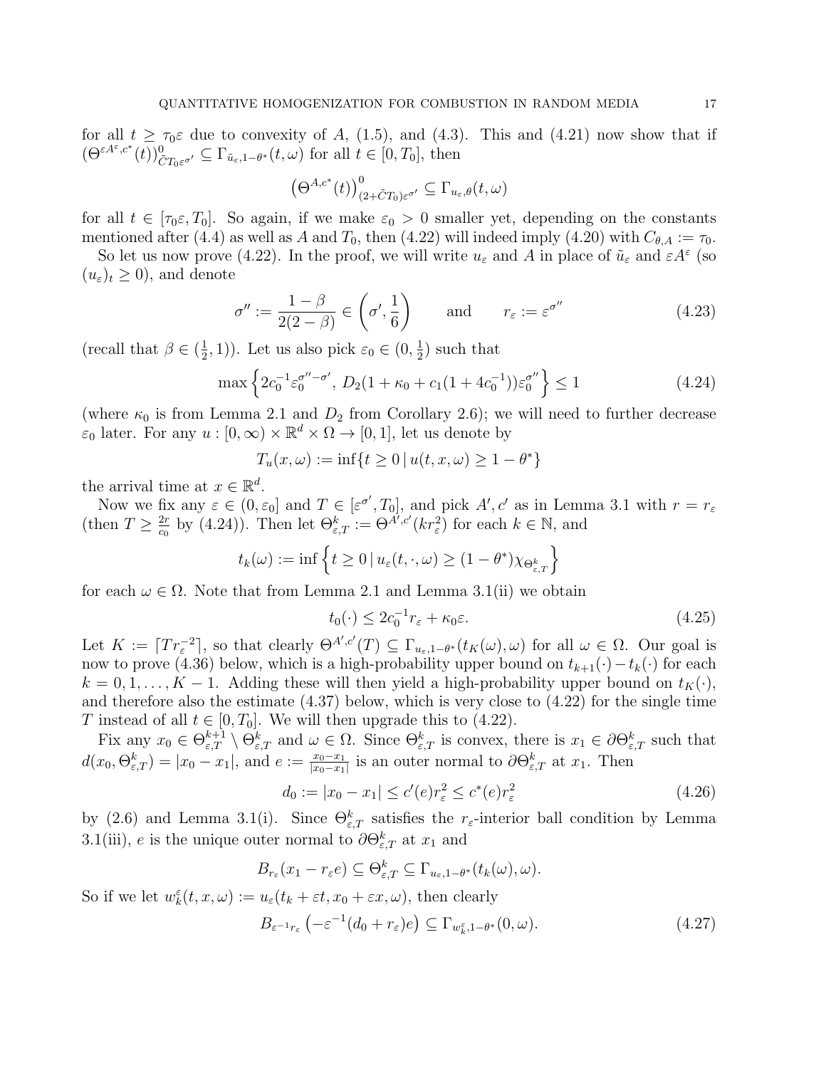for all $t \geq \tau_0\varepsilon$ due to convexity of $A$, (1.5), and (4.3). This and (4.21) now show that if $(\Theta^{\varepsilon A^\varepsilon, c^*}(t))^0_{\tilde{C}T_0\varepsilon^{\sigma'}} \subseteq \Gamma_{\tilde{u}_\varepsilon, 1-\theta^*}(t,\omega)$ for all $t \in [0, T_0]$, then

$$\left(\Theta^{A,c^*}(t)\right)^0_{(2+\tilde{C}T_0)\varepsilon^{\sigma'}} \subseteq \Gamma_{u_\varepsilon,\theta}(t,\omega)$$

for all $t \in [\tau_0\varepsilon, T_0]$. So again, if we make $\varepsilon_0 > 0$ smaller yet, depending on the constants mentioned after (4.4) as well as $A$ and $T_0$, then (4.22) will indeed imply (4.20) with $C_{\theta,A} := \tau_0$.

So let us now prove (4.22). In the proof, we will write $u_\varepsilon$ and $A$ in place of $\tilde{u}_\varepsilon$ and $\varepsilon A^\varepsilon$ (so $(u_\varepsilon)_t \geq 0$), and denote

$$\sigma'' := \frac{1-\beta}{2(2-\beta)} \in \left(\sigma', \frac{1}{6}\right) \qquad \text{and} \qquad r_\varepsilon := \varepsilon^{\sigma''} \tag{4.23}$$

(recall that $\beta \in (\frac{1}{2}, 1)$). Let us also pick $\varepsilon_0 \in (0, \frac{1}{2})$ such that

$$\max\left\{2c_0^{-1}\varepsilon_0^{\sigma''-\sigma'},\, D_2(1+\kappa_0+c_1(1+4c_0^{-1}))\varepsilon_0^{\sigma''}\right\} \leq 1 \tag{4.24}$$

(where $\kappa_0$ is from Lemma 2.1 and $D_2$ from Corollary 2.6); we will need to further decrease $\varepsilon_0$ later. For any $u : [0,\infty) \times \mathbb{R}^d \times \Omega \to [0,1]$, let us denote by

$$T_u(x,\omega) := \inf\{t \geq 0 \,|\, u(t,x,\omega) \geq 1-\theta^*\}$$

the arrival time at $x \in \mathbb{R}^d$.

Now we fix any $\varepsilon \in (0, \varepsilon_0]$ and $T \in [\varepsilon^{\sigma'}, T_0]$, and pick $A', c'$ as in Lemma 3.1 with $r = r_\varepsilon$ (then $T \geq \frac{2r}{c_0}$ by (4.24)). Then let $\Theta^k_{\varepsilon,T} := \Theta^{A',c'}(kr_\varepsilon^2)$ for each $k \in \mathbb{N}$, and

$$t_k(\omega) := \inf\left\{t \geq 0 \,|\, u_\varepsilon(t,\cdot,\omega) \geq (1-\theta^*)\chi_{\Theta^k_{\varepsilon,T}}\right\}$$

for each $\omega \in \Omega$. Note that from Lemma 2.1 and Lemma 3.1(ii) we obtain

$$t_0(\cdot) \leq 2c_0^{-1}r_\varepsilon + \kappa_0\varepsilon. \tag{4.25}$$

Let $K := \lceil Tr_\varepsilon^{-2}\rceil$, so that clearly $\Theta^{A',c'}(T) \subseteq \Gamma_{u_\varepsilon,1-\theta^*}(t_K(\omega),\omega)$ for all $\omega \in \Omega$. Our goal is now to prove (4.36) below, which is a high-probability upper bound on $t_{k+1}(\cdot) - t_k(\cdot)$ for each $k = 0, 1, \dots, K-1$. Adding these will then yield a high-probability upper bound on $t_K(\cdot)$, and therefore also the estimate (4.37) below, which is very close to (4.22) for the single time $T$ instead of all $t \in [0, T_0]$. We will then upgrade this to (4.22).

Fix any $x_0 \in \Theta^{k+1}_{\varepsilon,T} \setminus \Theta^k_{\varepsilon,T}$ and $\omega \in \Omega$. Since $\Theta^k_{\varepsilon,T}$ is convex, there is $x_1 \in \partial\Theta^k_{\varepsilon,T}$ such that $d(x_0, \Theta^k_{\varepsilon,T}) = |x_0 - x_1|$, and $e := \frac{x_0 - x_1}{|x_0 - x_1|}$ is an outer normal to $\partial\Theta^k_{\varepsilon,T}$ at $x_1$. Then

$$d_0 := |x_0 - x_1| \leq c'(e)r_\varepsilon^2 \leq c^*(e)r_\varepsilon^2 \tag{4.26}$$

by (2.6) and Lemma 3.1(i). Since $\Theta^k_{\varepsilon,T}$ satisfies the $r_\varepsilon$-interior ball condition by Lemma 3.1(iii), $e$ is the unique outer normal to $\partial\Theta^k_{\varepsilon,T}$ at $x_1$ and

$$B_{r_\varepsilon}(x_1 - r_\varepsilon e) \subseteq \Theta^k_{\varepsilon,T} \subseteq \Gamma_{u_\varepsilon,1-\theta^*}(t_k(\omega),\omega).$$

So if we let $w_k^\varepsilon(t,x,\omega) := u_\varepsilon(t_k + \varepsilon t, x_0 + \varepsilon x, \omega)$, then clearly

$$B_{\varepsilon^{-1}r_\varepsilon}\left(-\varepsilon^{-1}(d_0 + r_\varepsilon)e\right) \subseteq \Gamma_{w_k^\varepsilon,1-\theta^*}(0,\omega). \tag{4.27}$$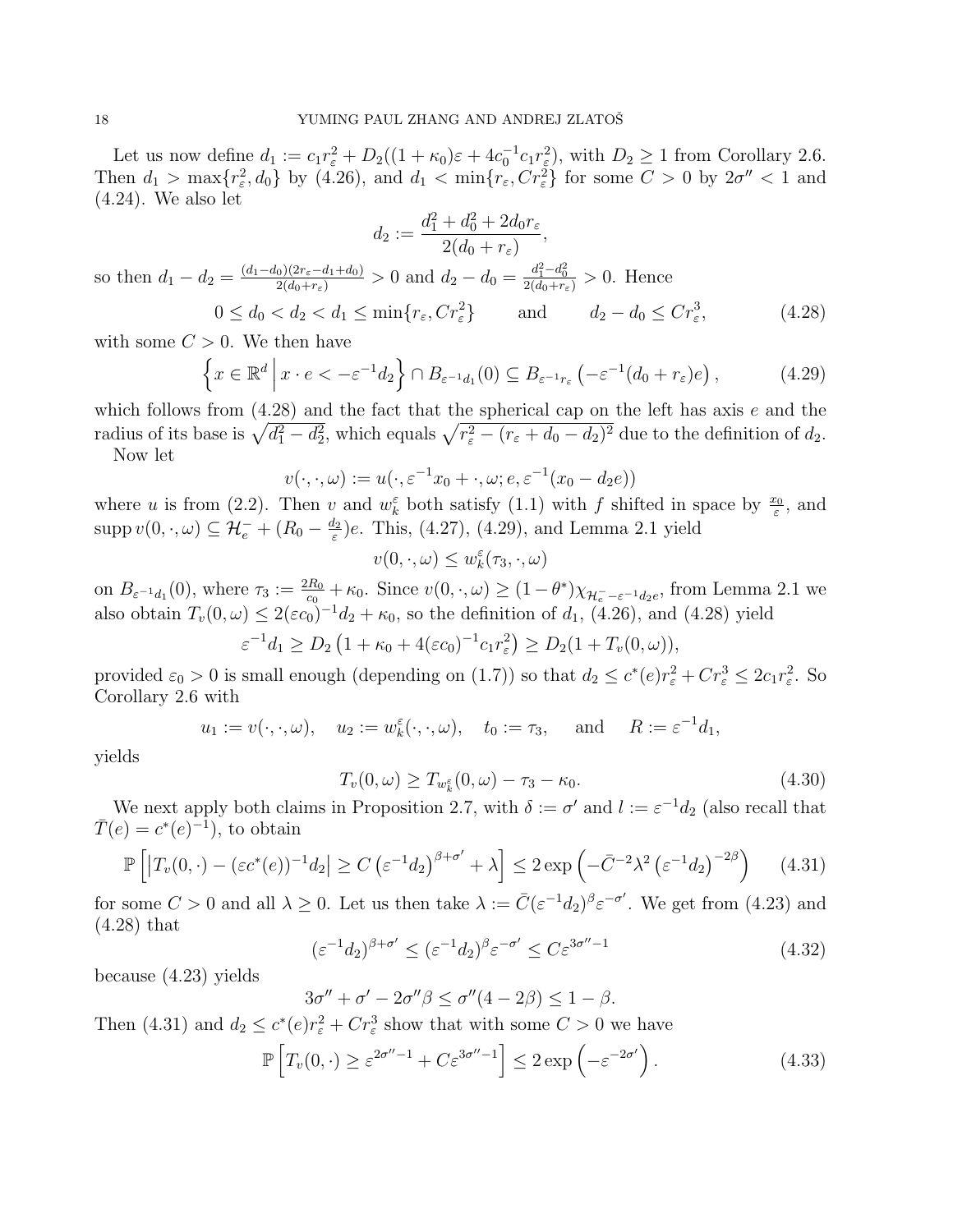Let us now define $d_1 := c_1 r_\varepsilon^2 + D_2((1+\kappa_0)\varepsilon + 4c_0^{-1}c_1 r_\varepsilon^2)$, with $D_2 \geq 1$ from Corollary 2.6. Then $d_1 > \max\{r_\varepsilon^2, d_0\}$ by (4.26), and $d_1 < \min\{r_\varepsilon, Cr_\varepsilon^2\}$ for some $C > 0$ by $2\sigma'' < 1$ and (4.24). We also let

$$d_2 := \frac{d_1^2 + d_0^2 + 2d_0 r_\varepsilon}{2(d_0 + r_\varepsilon)},$$

so then $d_1 - d_2 = \frac{(d_1 - d_0)(2r_\varepsilon - d_1 + d_0)}{2(d_0 + r_\varepsilon)} > 0$ and $d_2 - d_0 = \frac{d_1^2 - d_0^2}{2(d_0 + r_\varepsilon)} > 0$. Hence

$$0 \leq d_0 < d_2 < d_1 \leq \min\{r_\varepsilon, Cr_\varepsilon^2\} \qquad \text{and} \qquad d_2 - d_0 \leq Cr_\varepsilon^3, \tag{4.28}$$

with some $C > 0$. We then have

$$\left\{ x \in \mathbb{R}^d \,\middle|\, x \cdot e < -\varepsilon^{-1} d_2 \right\} \cap B_{\varepsilon^{-1} d_1}(0) \subseteq B_{\varepsilon^{-1} r_\varepsilon}\left(-\varepsilon^{-1}(d_0 + r_\varepsilon)e\right), \tag{4.29}$$

which follows from (4.28) and the fact that the spherical cap on the left has axis $e$ and the radius of its base is $\sqrt{d_1^2 - d_2^2}$, which equals $\sqrt{r_\varepsilon^2 - (r_\varepsilon + d_0 - d_2)^2}$ due to the definition of $d_2$.

Now let

$$v(\cdot, \cdot, \omega) := u(\cdot, \varepsilon^{-1}x_0 + \cdot, \omega; e, \varepsilon^{-1}(x_0 - d_2 e))$$

where $u$ is from (2.2). Then $v$ and $w_k^\varepsilon$ both satisfy (1.1) with $f$ shifted in space by $\frac{x_0}{\varepsilon}$, and $\operatorname{supp} v(0, \cdot, \omega) \subseteq \mathcal{H}_e^- + (R_0 - \frac{d_2}{\varepsilon})e$. This, (4.27), (4.29), and Lemma 2.1 yield

$$v(0, \cdot, \omega) \leq w_k^\varepsilon(\tau_3, \cdot, \omega)$$

on $B_{\varepsilon^{-1}d_1}(0)$, where $\tau_3 := \frac{2R_0}{c_0} + \kappa_0$. Since $v(0, \cdot, \omega) \geq (1 - \theta^*)\chi_{\mathcal{H}_e^- - \varepsilon^{-1}d_2 e}$, from Lemma 2.1 we also obtain $T_v(0, \omega) \leq 2(\varepsilon c_0)^{-1} d_2 + \kappa_0$, so the definition of $d_1$, (4.26), and (4.28) yield

$$\varepsilon^{-1} d_1 \geq D_2\left(1 + \kappa_0 + 4(\varepsilon c_0)^{-1} c_1 r_\varepsilon^2\right) \geq D_2(1 + T_v(0, \omega)),$$

provided $\varepsilon_0 > 0$ is small enough (depending on (1.7)) so that $d_2 \leq c^*(e) r_\varepsilon^2 + Cr_\varepsilon^3 \leq 2c_1 r_\varepsilon^2$. So Corollary 2.6 with

$$u_1 := v(\cdot, \cdot, \omega), \quad u_2 := w_k^\varepsilon(\cdot, \cdot, \omega), \quad t_0 := \tau_3, \quad \text{and} \quad R := \varepsilon^{-1} d_1,$$

yields

$$T_v(0, \omega) \geq T_{w_k^\varepsilon}(0, \omega) - \tau_3 - \kappa_0. \tag{4.30}$$

We next apply both claims in Proposition 2.7, with $\delta := \sigma'$ and $l := \varepsilon^{-1} d_2$ (also recall that $\bar{T}(e) = c^*(e)^{-1}$), to obtain

$$\mathbb{P}\left[\left|T_v(0, \cdot) - (\varepsilon c^*(e))^{-1} d_2\right| \geq C\left(\varepsilon^{-1} d_2\right)^{\beta + \sigma'} + \lambda\right] \leq 2\exp\left(-\bar{C}^{-2}\lambda^2\left(\varepsilon^{-1} d_2\right)^{-2\beta}\right) \tag{4.31}$$

for some $C > 0$ and all $\lambda \geq 0$. Let us then take $\lambda := \bar{C}(\varepsilon^{-1}d_2)^\beta \varepsilon^{-\sigma'}$. We get from (4.23) and (4.28) that

$$(\varepsilon^{-1} d_2)^{\beta + \sigma'} \leq (\varepsilon^{-1} d_2)^\beta \varepsilon^{-\sigma'} \leq C\varepsilon^{3\sigma'' - 1} \tag{4.32}$$

because (4.23) yields

$$3\sigma'' + \sigma' - 2\sigma''\beta \leq \sigma''(4 - 2\beta) \leq 1 - \beta.$$

Then (4.31) and $d_2 \leq c^*(e) r_\varepsilon^2 + Cr_\varepsilon^3$ show that with some $C > 0$ we have

$$\mathbb{P}\left[T_v(0, \cdot) \geq \varepsilon^{2\sigma'' - 1} + C\varepsilon^{3\sigma'' - 1}\right] \leq 2\exp\left(-\varepsilon^{-2\sigma'}\right). \tag{4.33}$$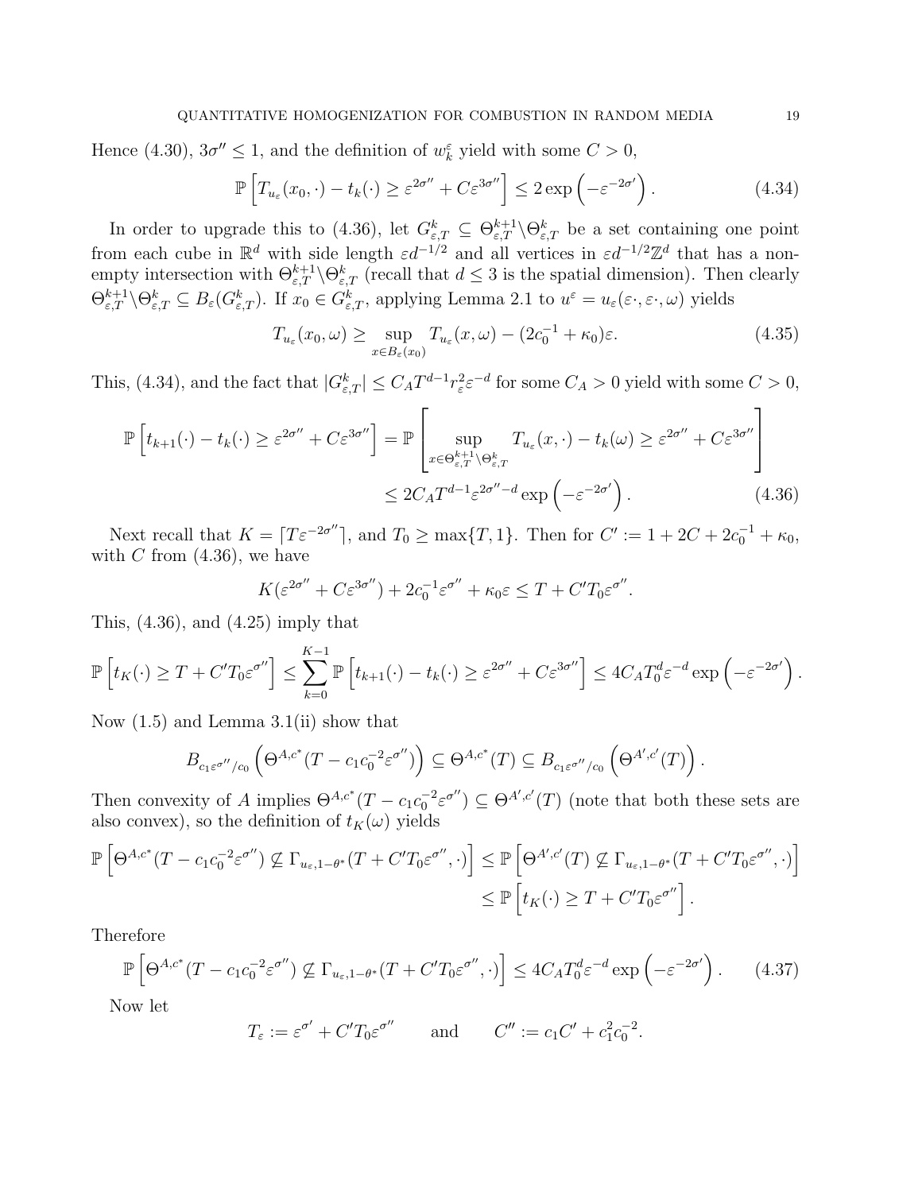Hence (4.30), $3\sigma'' \le 1$, and the definition of $w_k^\varepsilon$ yield with some $C > 0$,

$$\mathbb{P}\left[T_{u_\varepsilon}(x_0, \cdot) - t_k(\cdot) \ge \varepsilon^{2\sigma''} + C\varepsilon^{3\sigma''}\right] \le 2\exp\left(-\varepsilon^{-2\sigma'}\right). \tag{4.34}$$

In order to upgrade this to (4.36), let $G_{\varepsilon,T}^k \subseteq \Theta_{\varepsilon,T}^{k+1} \backslash \Theta_{\varepsilon,T}^k$ be a set containing one point from each cube in $\mathbb{R}^d$ with side length $\varepsilon d^{-1/2}$ and all vertices in $\varepsilon d^{-1/2}\mathbb{Z}^d$ that has a non-empty intersection with $\Theta_{\varepsilon,T}^{k+1} \backslash \Theta_{\varepsilon,T}^k$ (recall that $d \le 3$ is the spatial dimension). Then clearly $\Theta_{\varepsilon,T}^{k+1} \backslash \Theta_{\varepsilon,T}^k \subseteq B_\varepsilon(G_{\varepsilon,T}^k)$. If $x_0 \in G_{\varepsilon,T}^k$, applying Lemma 2.1 to $u^\varepsilon = u_\varepsilon(\varepsilon\cdot, \varepsilon\cdot, \omega)$ yields

$$T_{u_\varepsilon}(x_0, \omega) \ge \sup_{x \in B_\varepsilon(x_0)} T_{u_\varepsilon}(x, \omega) - (2c_0^{-1} + \kappa_0)\varepsilon. \tag{4.35}$$

This, (4.34), and the fact that $|G_{\varepsilon,T}^k| \le C_A T^{d-1} r_\varepsilon^2 \varepsilon^{-d}$ for some $C_A > 0$ yield with some $C > 0$,

$$\begin{aligned}\mathbb{P}\left[t_{k+1}(\cdot) - t_k(\cdot) \ge \varepsilon^{2\sigma''} + C\varepsilon^{3\sigma''}\right] &= \mathbb{P}\left[\sup_{x \in \Theta_{\varepsilon,T}^{k+1} \backslash \Theta_{\varepsilon,T}^k} T_{u_\varepsilon}(x, \cdot) - t_k(\omega) \ge \varepsilon^{2\sigma''} + C\varepsilon^{3\sigma''}\right] \\ &\le 2C_A T^{d-1} \varepsilon^{2\sigma'' - d} \exp\left(-\varepsilon^{-2\sigma'}\right). \end{aligned} \tag{4.36}$$

Next recall that $K = \lceil T\varepsilon^{-2\sigma''} \rceil$, and $T_0 \ge \max\{T, 1\}$. Then for $C' := 1 + 2C + 2c_0^{-1} + \kappa_0$, with $C$ from (4.36), we have

$$K(\varepsilon^{2\sigma''} + C\varepsilon^{3\sigma''}) + 2c_0^{-1}\varepsilon^{\sigma''} + \kappa_0\varepsilon \le T + C'T_0\varepsilon^{\sigma''}.$$

This, (4.36), and (4.25) imply that

$$\mathbb{P}\left[t_K(\cdot) \ge T + C'T_0\varepsilon^{\sigma''}\right] \le \sum_{k=0}^{K-1} \mathbb{P}\left[t_{k+1}(\cdot) - t_k(\cdot) \ge \varepsilon^{2\sigma''} + C\varepsilon^{3\sigma''}\right] \le 4C_A T_0^d \varepsilon^{-d} \exp\left(-\varepsilon^{-2\sigma'}\right).$$

Now (1.5) and Lemma 3.1(ii) show that

$$B_{c_1\varepsilon^{\sigma''}/c_0}\left(\Theta^{A,c^*}(T - c_1c_0^{-2}\varepsilon^{\sigma''})\right) \subseteq \Theta^{A,c^*}(T) \subseteq B_{c_1\varepsilon^{\sigma''}/c_0}\left(\Theta^{A',c'}(T)\right).$$

Then convexity of $A$ implies $\Theta^{A,c^*}(T - c_1c_0^{-2}\varepsilon^{\sigma''}) \subseteq \Theta^{A',c'}(T)$ (note that both these sets are also convex), so the definition of $t_K(\omega)$ yields

$$\begin{aligned}\mathbb{P}\left[\Theta^{A,c^*}(T - c_1c_0^{-2}\varepsilon^{\sigma''}) \not\subseteq \Gamma_{u_\varepsilon, 1-\theta^*}(T + C'T_0\varepsilon^{\sigma''}, \cdot)\right] &\le \mathbb{P}\left[\Theta^{A',c'}(T) \not\subseteq \Gamma_{u_\varepsilon, 1-\theta^*}(T + C'T_0\varepsilon^{\sigma''}, \cdot)\right] \\ &\le \mathbb{P}\left[t_K(\cdot) \ge T + C'T_0\varepsilon^{\sigma''}\right].\end{aligned}$$

Therefore

$$\mathbb{P}\left[\Theta^{A,c^*}(T - c_1c_0^{-2}\varepsilon^{\sigma''}) \not\subseteq \Gamma_{u_\varepsilon, 1-\theta^*}(T + C'T_0\varepsilon^{\sigma''}, \cdot)\right] \le 4C_A T_0^d \varepsilon^{-d} \exp\left(-\varepsilon^{-2\sigma'}\right). \tag{4.37}$$

Now let

$$T_\varepsilon := \varepsilon^{\sigma'} + C'T_0\varepsilon^{\sigma''} \qquad \text{and} \qquad C'' := c_1C' + c_1^2c_0^{-2}.$$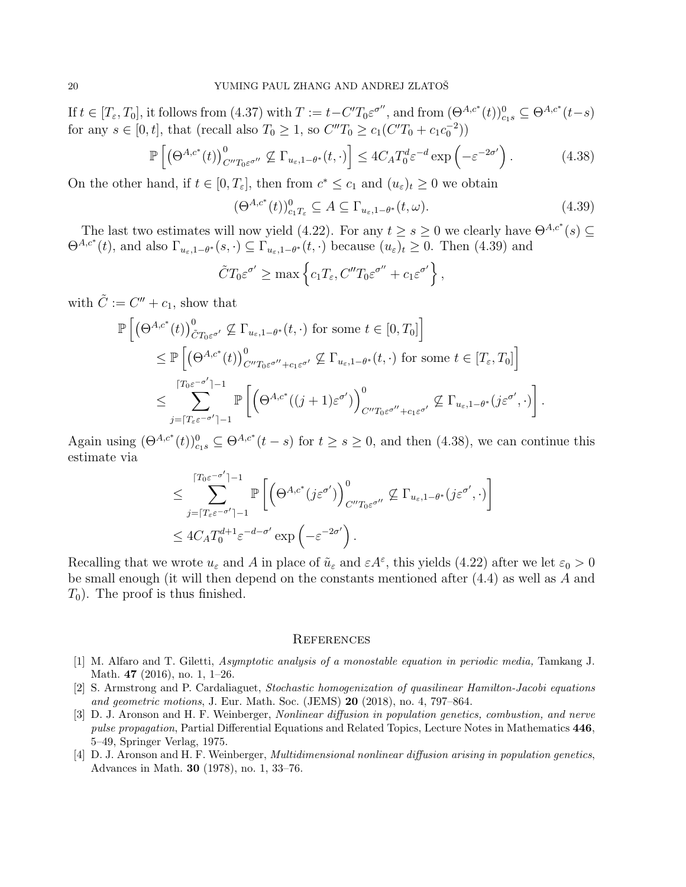If $t \in [T_\varepsilon, T_0]$, it follows from (4.37) with $T := t - C' T_0 \varepsilon^{\sigma''}$, and from $(\Theta^{A,c^*}(t))^0_{c_1 s} \subseteq \Theta^{A,c^*}(t-s)$ for any $s \in [0,t]$, that (recall also $T_0 \geq 1$, so $C'' T_0 \geq c_1(C' T_0 + c_1 c_0^{-2})$)

$$\mathbb{P}\left[ \left(\Theta^{A,c^*}(t)\right)^0_{C'' T_0 \varepsilon^{\sigma''}} \not\subseteq \Gamma_{u_\varepsilon, 1-\theta^*}(t, \cdot) \right] \leq 4 C_A T_0^d \varepsilon^{-d} \exp\left(-\varepsilon^{-2\sigma'}\right). \tag{4.38}$$

On the other hand, if $t \in [0, T_\varepsilon]$, then from $c^* \leq c_1$ and $(u_\varepsilon)_t \geq 0$ we obtain

$$(\Theta^{A,c^*}(t))^0_{c_1 T_\varepsilon} \subseteq A \subseteq \Gamma_{u_\varepsilon, 1-\theta^*}(t, \omega). \tag{4.39}$$

The last two estimates will now yield (4.22). For any $t \geq s \geq 0$ we clearly have $\Theta^{A,c^*}(s) \subseteq \Theta^{A,c^*}(t)$, and also $\Gamma_{u_\varepsilon, 1-\theta^*}(s, \cdot) \subseteq \Gamma_{u_\varepsilon, 1-\theta^*}(t, \cdot)$ because $(u_\varepsilon)_t \geq 0$. Then (4.39) and

$$\tilde{C} T_0 \varepsilon^{\sigma'} \geq \max\left\{ c_1 T_\varepsilon, C'' T_0 \varepsilon^{\sigma''} + c_1 \varepsilon^{\sigma'} \right\},$$

with $\tilde{C} := C'' + c_1$, show that

$$\begin{aligned}
&\mathbb{P}\left[ \left(\Theta^{A,c^*}(t)\right)^0_{\tilde{C} T_0 \varepsilon^{\sigma'}} \not\subseteq \Gamma_{u_\varepsilon, 1-\theta^*}(t, \cdot) \text{ for some } t \in [0, T_0] \right] \\
&\quad \leq \mathbb{P}\left[ \left(\Theta^{A,c^*}(t)\right)^0_{C'' T_0 \varepsilon^{\sigma''} + c_1 \varepsilon^{\sigma'}} \not\subseteq \Gamma_{u_\varepsilon, 1-\theta^*}(t, \cdot) \text{ for some } t \in [T_\varepsilon, T_0] \right] \\
&\quad \leq \sum_{j = \lceil T_\varepsilon \varepsilon^{-\sigma'} \rceil - 1}^{\lceil T_0 \varepsilon^{-\sigma'} \rceil - 1} \mathbb{P}\left[ \left(\Theta^{A,c^*}((j+1)\varepsilon^{\sigma'})\right)^0_{C'' T_0 \varepsilon^{\sigma''} + c_1 \varepsilon^{\sigma'}} \not\subseteq \Gamma_{u_\varepsilon, 1-\theta^*}(j \varepsilon^{\sigma'}, \cdot) \right].
\end{aligned}$$

Again using $(\Theta^{A,c^*}(t))^0_{c_1 s} \subseteq \Theta^{A,c^*}(t-s)$ for $t \geq s \geq 0$, and then (4.38), we can continue this estimate via

$$\begin{aligned}
&\leq \sum_{j = \lceil T_\varepsilon \varepsilon^{-\sigma'} \rceil - 1}^{\lceil T_0 \varepsilon^{-\sigma'} \rceil - 1} \mathbb{P}\left[ \left(\Theta^{A,c^*}(j\varepsilon^{\sigma'})\right)^0_{C'' T_0 \varepsilon^{\sigma''}} \not\subseteq \Gamma_{u_\varepsilon, 1-\theta^*}(j \varepsilon^{\sigma'}, \cdot) \right] \\
&\leq 4 C_A T_0^{d+1} \varepsilon^{-d-\sigma'} \exp\left(-\varepsilon^{-2\sigma'}\right).
\end{aligned}$$

Recalling that we wrote $u_\varepsilon$ and $A$ in place of $\tilde{u}_\varepsilon$ and $\varepsilon A^\varepsilon$, this yields (4.22) after we let $\varepsilon_0 > 0$ be small enough (it will then depend on the constants mentioned after (4.4) as well as $A$ and $T_0$). The proof is thus finished.

## References

[1] M. Alfaro and T. Giletti, *Asymptotic analysis of a monostable equation in periodic media,* Tamkang J. Math. **47** (2016), no. 1, 1–26.

[2] S. Armstrong and P. Cardaliaguet, *Stochastic homogenization of quasilinear Hamilton-Jacobi equations and geometric motions*, J. Eur. Math. Soc. (JEMS) **20** (2018), no. 4, 797–864.

[3] D. J. Aronson and H. F. Weinberger, *Nonlinear diffusion in population genetics, combustion, and nerve pulse propagation*, Partial Differential Equations and Related Topics, Lecture Notes in Mathematics **446**, 5–49, Springer Verlag, 1975.

[4] D. J. Aronson and H. F. Weinberger, *Multidimensional nonlinear diffusion arising in population genetics*, Advances in Math. **30** (1978), no. 1, 33–76.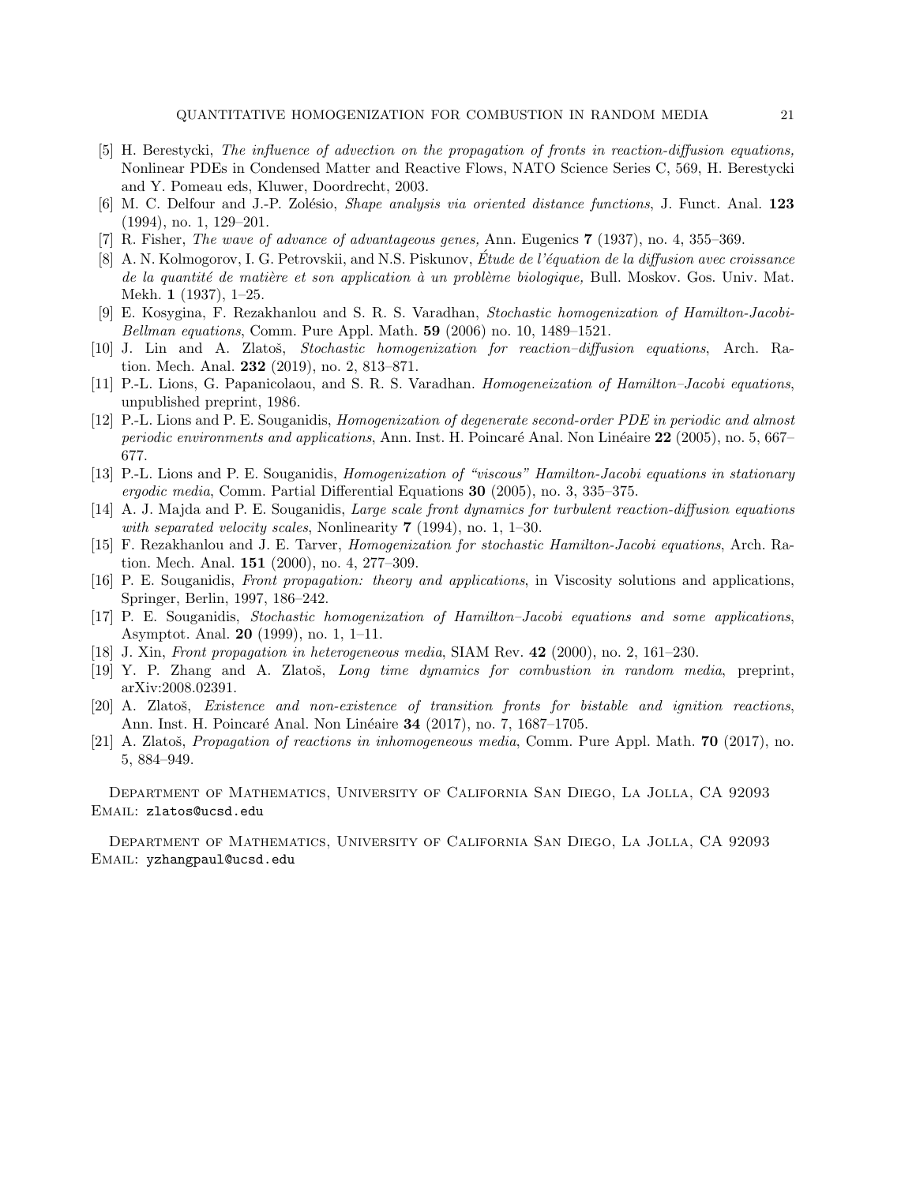[5] H. Berestycki, *The influence of advection on the propagation of fronts in reaction-diffusion equations,* Nonlinear PDEs in Condensed Matter and Reactive Flows, NATO Science Series C, 569, H. Berestycki and Y. Pomeau eds, Kluwer, Doordrecht, 2003.

[6] M. C. Delfour and J.-P. Zolésio, *Shape analysis via oriented distance functions*, J. Funct. Anal. **123** (1994), no. 1, 129–201.

[7] R. Fisher, *The wave of advance of advantageous genes,* Ann. Eugenics **7** (1937), no. 4, 355–369.

[8] A. N. Kolmogorov, I. G. Petrovskii, and N.S. Piskunov, *Étude de l'équation de la diffusion avec croissance de la quantité de matière et son application à un problème biologique,* Bull. Moskov. Gos. Univ. Mat. Mekh. **1** (1937), 1–25.

[9] E. Kosygina, F. Rezakhanlou and S. R. S. Varadhan, *Stochastic homogenization of Hamilton-Jacobi-Bellman equations*, Comm. Pure Appl. Math. **59** (2006) no. 10, 1489–1521.

[10] J. Lin and A. Zlatoš, *Stochastic homogenization for reaction–diffusion equations*, Arch. Ration. Mech. Anal. **232** (2019), no. 2, 813–871.

[11] P.-L. Lions, G. Papanicolaou, and S. R. S. Varadhan. *Homogeneization of Hamilton–Jacobi equations*, unpublished preprint, 1986.

[12] P.-L. Lions and P. E. Souganidis, *Homogenization of degenerate second-order PDE in periodic and almost periodic environments and applications*, Ann. Inst. H. Poincaré Anal. Non Linéaire **22** (2005), no. 5, 667–677.

[13] P.-L. Lions and P. E. Souganidis, *Homogenization of "viscous" Hamilton-Jacobi equations in stationary ergodic media*, Comm. Partial Differential Equations **30** (2005), no. 3, 335–375.

[14] A. J. Majda and P. E. Souganidis, *Large scale front dynamics for turbulent reaction-diffusion equations with separated velocity scales*, Nonlinearity **7** (1994), no. 1, 1–30.

[15] F. Rezakhanlou and J. E. Tarver, *Homogenization for stochastic Hamilton-Jacobi equations*, Arch. Ration. Mech. Anal. **151** (2000), no. 4, 277–309.

[16] P. E. Souganidis, *Front propagation: theory and applications*, in Viscosity solutions and applications, Springer, Berlin, 1997, 186–242.

[17] P. E. Souganidis, *Stochastic homogenization of Hamilton–Jacobi equations and some applications*, Asymptot. Anal. **20** (1999), no. 1, 1–11.

[18] J. Xin, *Front propagation in heterogeneous media*, SIAM Rev. **42** (2000), no. 2, 161–230.

[19] Y. P. Zhang and A. Zlatoš, *Long time dynamics for combustion in random media*, preprint, arXiv:2008.02391.

[20] A. Zlatoš, *Existence and non-existence of transition fronts for bistable and ignition reactions*, Ann. Inst. H. Poincaré Anal. Non Linéaire **34** (2017), no. 7, 1687–1705.

[21] A. Zlatoš, *Propagation of reactions in inhomogeneous media*, Comm. Pure Appl. Math. **70** (2017), no. 5, 884–949.

Department of Mathematics, University of California San Diego, La Jolla, CA 92093
Email: zlatos@ucsd.edu

Department of Mathematics, University of California San Diego, La Jolla, CA 92093
Email: yzhangpaul@ucsd.edu